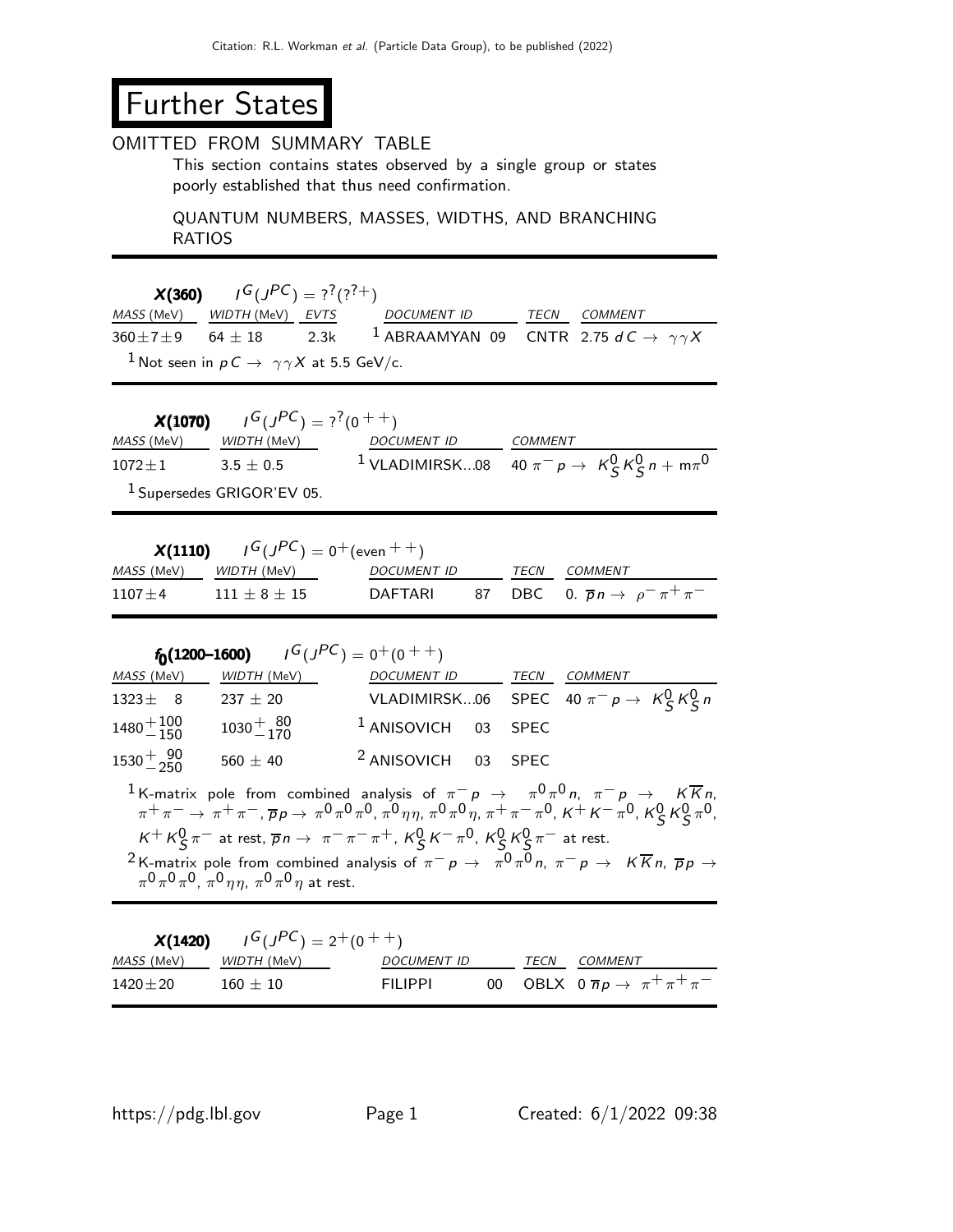# Further States

## OMITTED FROM SUMMARY TABLE

This section contains states observed by a single group or states poorly established that thus need confirmation.

QUANTUM NUMBERS, MASSES, WIDTHS, AND BRANCHING RATIOS

---

### X(360) $I^G(J^{PC}) = ?^?(?^{?+})$

| MASS (MeV) | WIDTH (MeV) | EVTS | DOCUMENT ID | | TECN | COMMENT |
|---|---|---|---|---|---|---|
| $360 \pm 7 \pm 9$ | $64 \pm 18$ | 2.3k | [1] ABRAAMYAN | 09 | CNTR | 2.75 $dC \rightarrow \gamma\gamma X$ |

[1] Not seen in $pC \rightarrow \gamma\gamma X$ at 5.5 GeV/c.

---

### X(1070) $I^G(J^{PC}) = ?^?(0^{++})$

| MASS (MeV) | WIDTH (MeV) | DOCUMENT ID | COMMENT |
|---|---|---|---|
| $1072 \pm 1$ | $3.5 \pm 0.5$ | [1] VLADIMIRSK...08 | 40 $\pi^- p \rightarrow K^0_S K^0_S n + m\pi^0$ |

[1] Supersedes GRIGOR'EV 05.

---

### X(1110) $I^G(J^{PC}) = 0^+(\text{even}^{++})$

| MASS (MeV) | WIDTH (MeV) | DOCUMENT ID | | TECN | COMMENT |
|---|---|---|---|---|---|
| $1107 \pm 4$ | $111 \pm 8 \pm 15$ | DAFTARI | 87 | DBC | 0. $\overline{p} n \rightarrow \rho^- \pi^+ \pi^-$ |

---

### $f_0$(1200–1600) $I^G(J^{PC}) = 0^+(0^{++})$

| MASS (MeV) | WIDTH (MeV) | DOCUMENT ID | | TECN | COMMENT |
|---|---|---|---|---|---|
| $1323 \pm 8$ | $237 \pm 20$ | VLADIMIRSK...06 | | SPEC | 40 $\pi^- p \rightarrow K^0_S K^0_S n$ |
| $1480^{+100}_{-150}$ | $1030^{+80}_{-170}$ | [1] ANISOVICH | 03 | SPEC | |
| $1530^{+90}_{-250}$ | $560 \pm 40$ | [2] ANISOVICH | 03 | SPEC | |

[1] K-matrix pole from combined analysis of $\pi^- p \rightarrow \pi^0 \pi^0 n$, $\pi^- p \rightarrow K\overline{K} n$, $\pi^+\pi^- \rightarrow \pi^+\pi^-$, $\overline{p}p \rightarrow \pi^0\pi^0\pi^0$, $\pi^0\eta\eta$, $\pi^0\pi^0\eta$, $\pi^+\pi^-\pi^0$, $K^+K^-\pi^0$, $K^0_S K^0_S \pi^0$, $K^+ K^0_S \pi^-$ at rest, $\overline{p}n \rightarrow \pi^-\pi^-\pi^+$, $K^0_S K^-\pi^0$, $K^0_S K^0_S \pi^-$ at rest.

[2] K-matrix pole from combined analysis of $\pi^- p \rightarrow \pi^0\pi^0 n$, $\pi^- p \rightarrow K\overline{K} n$, $\overline{p}p \rightarrow \pi^0\pi^0\pi^0$, $\pi^0\eta\eta$, $\pi^0\pi^0\eta$ at rest.

---

### X(1420) $I^G(J^{PC}) = 2^+(0^{++})$

| MASS (MeV) | WIDTH (MeV) | DOCUMENT ID | | TECN | COMMENT |
|---|---|---|---|---|---|
| $1420 \pm 20$ | $160 \pm 10$ | FILIPPI | 00 | OBLX | 0 $\overline{n}p \rightarrow \pi^+\pi^+\pi^-$ |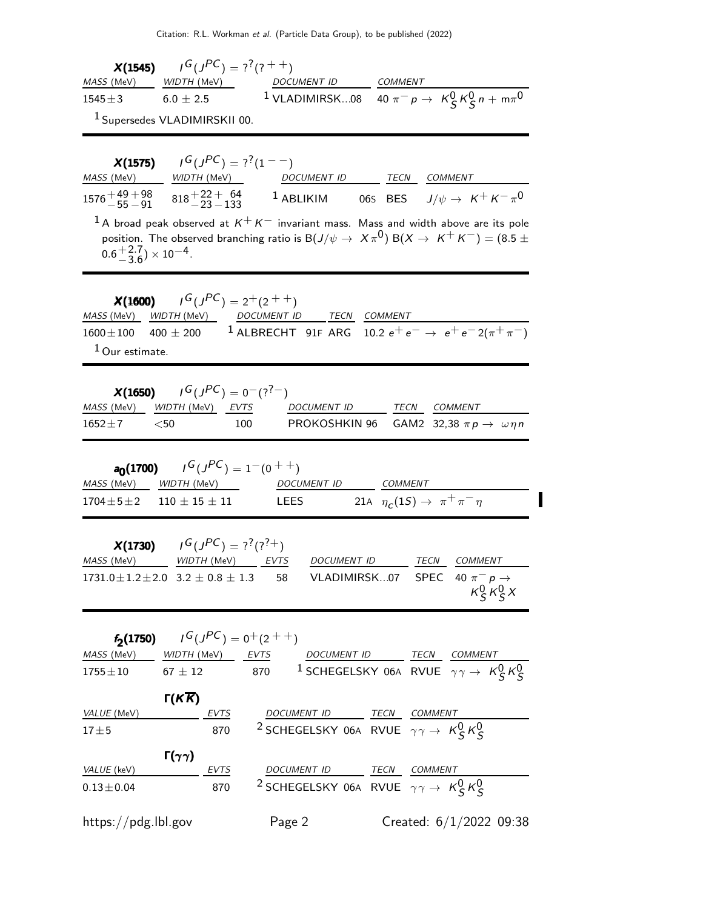**X(1545)** $I^G(J^{PC}) = ?^?(?^{++})$

| MASS (MeV) | WIDTH (MeV) | DOCUMENT ID | COMMENT |
| --- | --- | --- | --- |
| $1545 \pm 3$ | $6.0 \pm 2.5$ | [1] VLADIMIRSK...08 | $40\ \pi^- p \to K^0_S K^0_S n + m\pi^0$ |

[1] Supersedes VLADIMIRSKII 00.

---

**X(1575)** $I^G(J^{PC}) = ?^?(1^{--})$

| MASS (MeV) | WIDTH (MeV) | DOCUMENT ID | TECN | COMMENT |
| --- | --- | --- | --- | --- |
| $1576^{+49}_{-55}{}^{+98}_{-91}$ | $818^{+22}_{-23}{}^{+\ 64}_{-133}$ | [1] ABLIKIM 06S | BES | $J/\psi \to K^+ K^- \pi^0$ |

[1] A broad peak observed at $K^+ K^-$ invariant mass. Mass and width above are its pole position. The observed branching ratio is $B(J/\psi \to X\pi^0)\ B(X \to K^+ K^-) = (8.5 \pm 0.6^{+2.7}_{-3.6}) \times 10^{-4}$.

---

**X(1600)** $I^G(J^{PC}) = 2^+(2^{++})$

| MASS (MeV) | WIDTH (MeV) | DOCUMENT ID | TECN | COMMENT |
| --- | --- | --- | --- | --- |
| $1600 \pm 100$ | $400 \pm 200$ | [1] ALBRECHT 91F | ARG | $10.2\ e^+ e^- \to e^+ e^- 2(\pi^+ \pi^-)$ |

[1] Our estimate.

---

**X(1650)** $I^G(J^{PC}) = 0^-(?^{?-})$

| MASS (MeV) | WIDTH (MeV) | EVTS | DOCUMENT ID | TECN | COMMENT |
| --- | --- | --- | --- | --- | --- |
| $1652 \pm 7$ | $<50$ | 100 | PROKOSHKIN 96 | GAM2 | $32{,}38\ \pi p \to \omega \eta n$ |

---

**$a_0$(1700)** $I^G(J^{PC}) = 1^-(0^{++})$

| MASS (MeV) | WIDTH (MeV) | DOCUMENT ID | COMMENT |
| --- | --- | --- | --- |
| $1704 \pm 5 \pm 2$ | $110 \pm 15 \pm 11$ | LEES 21A | $\eta_c(1S) \to \pi^+ \pi^- \eta$ |

---

**X(1730)** $I^G(J^{PC}) = ?^?(?^{?+})$

| MASS (MeV) | WIDTH (MeV) | EVTS | DOCUMENT ID | TECN | COMMENT |
| --- | --- | --- | --- | --- | --- |
| $1731.0 \pm 1.2 \pm 2.0$ | $3.2 \pm 0.8 \pm 1.3$ | 58 | VLADIMIRSK...07 | SPEC | $40\ \pi^- p \to K^0_S K^0_S X$ |

---

**$f_2$(1750)** $I^G(J^{PC}) = 0^+(2^{++})$

| MASS (MeV) | WIDTH (MeV) | EVTS | DOCUMENT ID | TECN | COMMENT |
| --- | --- | --- | --- | --- | --- |
| $1755 \pm 10$ | $67 \pm 12$ | 870 | [1] SCHEGELSKY 06A | RVUE | $\gamma\gamma \to K^0_S K^0_S$ |

**$\Gamma(K\overline{K})$**

| VALUE (MeV) | EVTS | DOCUMENT ID | TECN | COMMENT |
| --- | --- | --- | --- | --- |
| $17 \pm 5$ | 870 | [2] SCHEGELSKY 06A | RVUE | $\gamma\gamma \to K^0_S K^0_S$ |

**$\Gamma(\gamma\gamma)$**

| VALUE (keV) | EVTS | DOCUMENT ID | TECN | COMMENT |
| --- | --- | --- | --- | --- |
| $0.13 \pm 0.04$ | 870 | [2] SCHEGELSKY 06A | RVUE | $\gamma\gamma \to K^0_S K^0_S$ |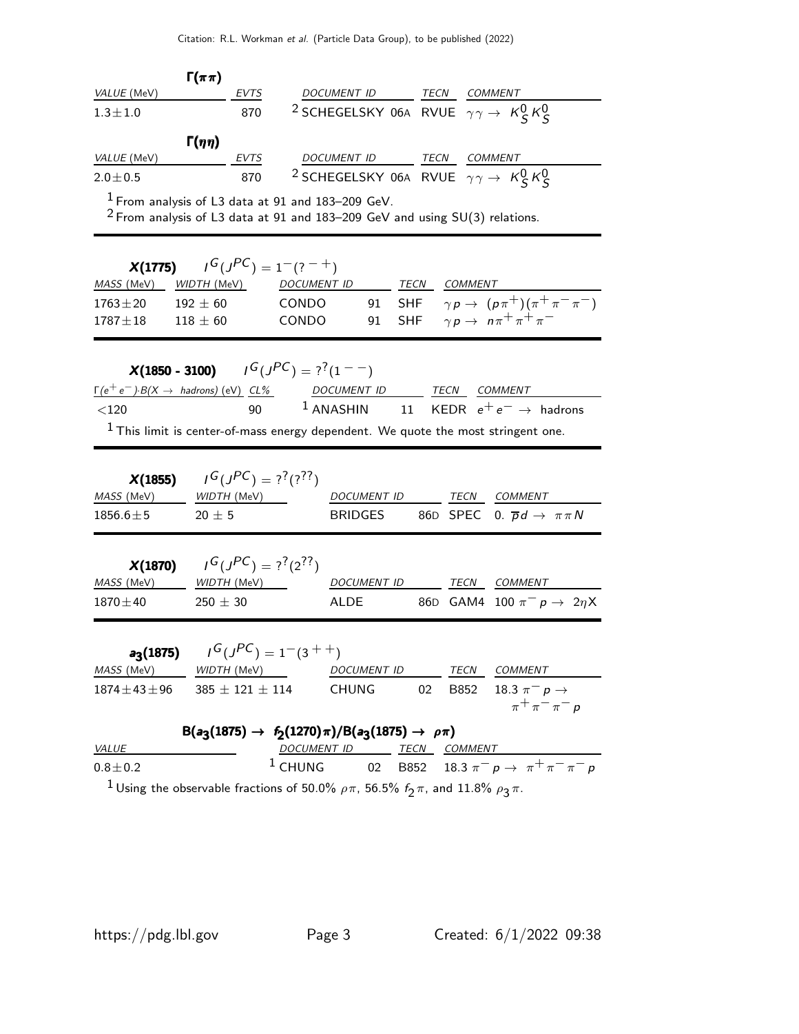### $\Gamma(\pi\pi)$

| VALUE (MeV) | EVTS | DOCUMENT ID | TECN | COMMENT |
|---|---|---|---|---|
| $1.3 \pm 1.0$ | 870 | [2] SCHEGELSKY 06A | RVUE | $\gamma\gamma \rightarrow K^0_S K^0_S$ |

### $\Gamma(\eta\eta)$

| VALUE (MeV) | EVTS | DOCUMENT ID | TECN | COMMENT |
|---|---|---|---|---|
| $2.0 \pm 0.5$ | 870 | [2] SCHEGELSKY 06A | RVUE | $\gamma\gamma \rightarrow K^0_S K^0_S$ |

[1] From analysis of L3 data at 91 and 183–209 GeV.
[2] From analysis of L3 data at 91 and 183–209 GeV and using SU(3) relations.

---

## X(1775) $\quad I^G(J^{PC}) = 1^-(?^{-+})$

| MASS (MeV) | WIDTH (MeV) | DOCUMENT ID | | TECN | COMMENT |
|---|---|---|---|---|---|
| $1763 \pm 20$ | $192 \pm 60$ | CONDO | 91 | SHF | $\gamma p \rightarrow (p\pi^+)(\pi^+\pi^-\pi^-)$ |
| $1787 \pm 18$ | $118 \pm 60$ | CONDO | 91 | SHF | $\gamma p \rightarrow n\pi^+\pi^+\pi^-$ |

---

## X(1850 - 3100) $\quad I^G(J^{PC}) = ?^?(1^{--})$

| $\Gamma(e^+e^-)\cdot B(X \rightarrow \text{hadrons})$ (eV) | CL% | DOCUMENT ID | | TECN | COMMENT |
|---|---|---|---|---|---|
| $<120$ | 90 | [1] ANASHIN | 11 | KEDR | $e^+e^- \rightarrow$ hadrons |

[1] This limit is center-of-mass energy dependent. We quote the most stringent one.

---

## X(1855) $\quad I^G(J^{PC}) = ?^?(?^{??})$

| MASS (MeV) | WIDTH (MeV) | DOCUMENT ID | | TECN | COMMENT |
|---|---|---|---|---|---|
| $1856.6 \pm 5$ | $20 \pm 5$ | BRIDGES | 86D | SPEC | 0. $\overline{p}d \rightarrow \pi\pi N$ |

---

## X(1870) $\quad I^G(J^{PC}) = ?^?(2^{??})$

| MASS (MeV) | WIDTH (MeV) | DOCUMENT ID | | TECN | COMMENT |
|---|---|---|---|---|---|
| $1870 \pm 40$ | $250 \pm 30$ | ALDE | 86D | GAM4 | 100 $\pi^- p \rightarrow 2\eta X$ |

---

## $a_3$(1875) $\quad I^G(J^{PC}) = 1^-(3^{++})$

| MASS (MeV) | WIDTH (MeV) | DOCUMENT ID | | TECN | COMMENT |
|---|---|---|---|---|---|
| $1874 \pm 43 \pm 96$ | $385 \pm 121 \pm 114$ | CHUNG | 02 | B852 | 18.3 $\pi^- p \rightarrow \pi^+\pi^-\pi^- p$ |

### $B(a_3(1875) \rightarrow f_2(1270)\pi)/B(a_3(1875) \rightarrow \rho\pi)$

| VALUE | DOCUMENT ID | | TECN | COMMENT |
|---|---|---|---|---|
| $0.8 \pm 0.2$ | [1] CHUNG | 02 | B852 | 18.3 $\pi^- p \rightarrow \pi^+\pi^-\pi^- p$ |

[1] Using the observable fractions of 50.0% $\rho\pi$, 56.5% $f_2\pi$, and 11.8% $\rho_3\pi$.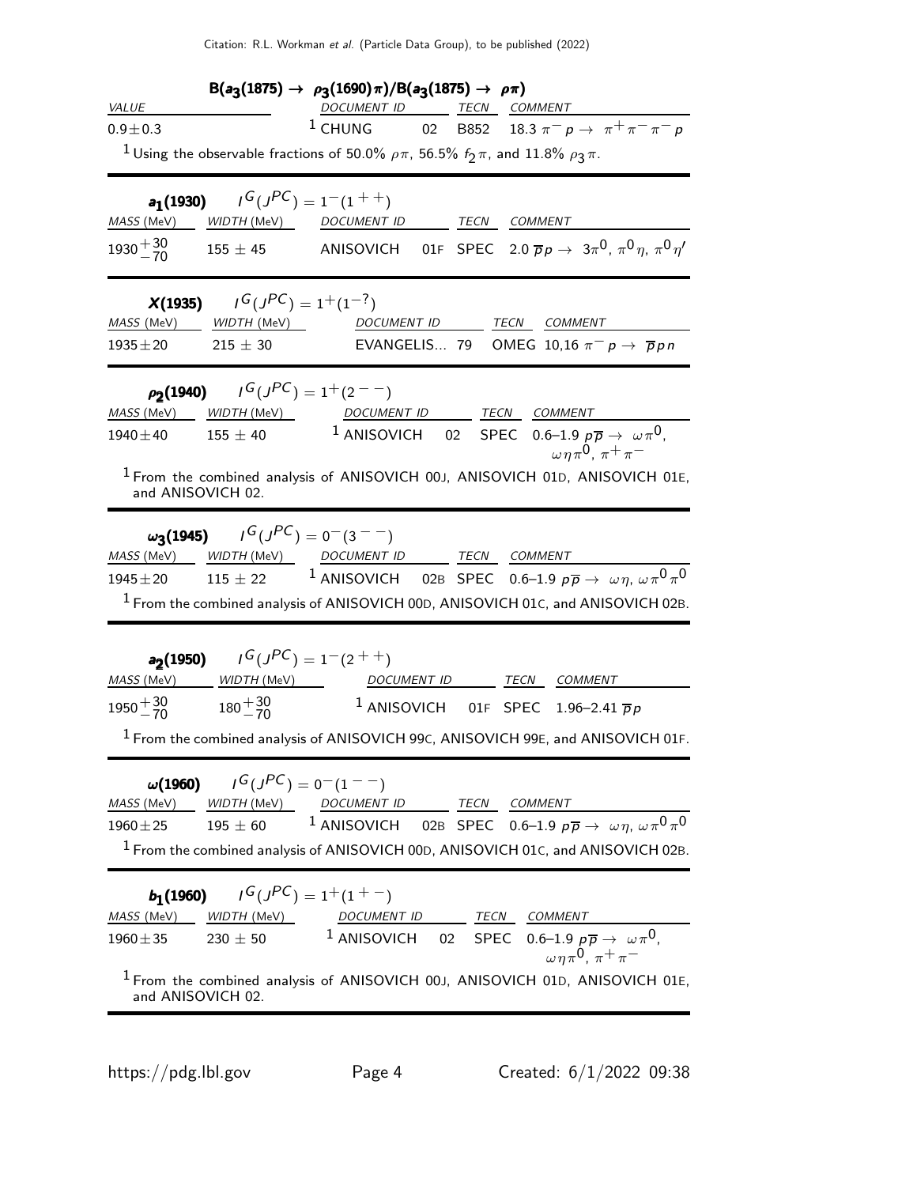### $B(a_3(1875) \to \rho_3(1690)\pi)/B(a_3(1875) \to \rho\pi)$

| VALUE | DOCUMENT ID | | TECN | COMMENT |
|---|---|---|---|---|
| $0.9 \pm 0.3$ | [1] CHUNG | 02 | B852 | $18.3\ \pi^- p \to \pi^+\pi^-\pi^- p$ |

[1] Using the observable fractions of 50.0% $\rho\pi$, 56.5% $f_2\pi$, and 11.8% $\rho_3\pi$.

## $a_1(1930)$ $\quad I^G(J^{PC}) = 1^-(1^{++})$

| MASS (MeV) | WIDTH (MeV) | DOCUMENT ID | | TECN | COMMENT |
|---|---|---|---|---|---|
| $1930^{+30}_{-70}$ | $155 \pm 45$ | ANISOVICH | 01F | SPEC | $2.0\ \overline{p}p \to 3\pi^0, \pi^0\eta, \pi^0\eta'$ |

## $X(1935)$ $\quad I^G(J^{PC}) = 1^+(1^{-?})$

| MASS (MeV) | WIDTH (MeV) | DOCUMENT ID | | TECN | COMMENT |
|---|---|---|---|---|---|
| $1935 \pm 20$ | $215 \pm 30$ | EVANGELIS... | 79 | OMEG | $10,16\ \pi^- p \to \overline{p}pn$ |

## $\rho_2(1940)$ $\quad I^G(J^{PC}) = 1^+(2^{--})$

| MASS (MeV) | WIDTH (MeV) | DOCUMENT ID | | TECN | COMMENT |
|---|---|---|---|---|---|
| $1940 \pm 40$ | $155 \pm 40$ | [1] ANISOVICH | 02 | SPEC | 0.6–1.9 $p\overline{p} \to \omega\pi^0, \omega\eta\pi^0, \pi^+\pi^-$ |

[1] From the combined analysis of ANISOVICH 00J, ANISOVICH 01D, ANISOVICH 01E, and ANISOVICH 02.

## $\omega_3(1945)$ $\quad I^G(J^{PC}) = 0^-(3^{--})$

| MASS (MeV) | WIDTH (MeV) | DOCUMENT ID | | TECN | COMMENT |
|---|---|---|---|---|---|
| $1945 \pm 20$ | $115 \pm 22$ | [1] ANISOVICH | 02B | SPEC | 0.6–1.9 $p\overline{p} \to \omega\eta, \omega\pi^0\pi^0$ |

[1] From the combined analysis of ANISOVICH 00D, ANISOVICH 01C, and ANISOVICH 02B.

## $a_2(1950)$ $\quad I^G(J^{PC}) = 1^-(2^{++})$

| MASS (MeV) | WIDTH (MeV) | DOCUMENT ID | | TECN | COMMENT |
|---|---|---|---|---|---|
| $1950^{+30}_{-70}$ | $180^{+30}_{-70}$ | [1] ANISOVICH | 01F | SPEC | 1.96–2.41 $\overline{p}p$ |

[1] From the combined analysis of ANISOVICH 99C, ANISOVICH 99E, and ANISOVICH 01F.

## $\omega(1960)$ $\quad I^G(J^{PC}) = 0^-(1^{--})$

| MASS (MeV) | WIDTH (MeV) | DOCUMENT ID | | TECN | COMMENT |
|---|---|---|---|---|---|
| $1960 \pm 25$ | $195 \pm 60$ | [1] ANISOVICH | 02B | SPEC | 0.6–1.9 $p\overline{p} \to \omega\eta, \omega\pi^0\pi^0$ |

[1] From the combined analysis of ANISOVICH 00D, ANISOVICH 01C, and ANISOVICH 02B.

## $b_1(1960)$ $\quad I^G(J^{PC}) = 1^+(1^{+-})$

| MASS (MeV) | WIDTH (MeV) | DOCUMENT ID | | TECN | COMMENT |
|---|---|---|---|---|---|
| $1960 \pm 35$ | $230 \pm 50$ | [1] ANISOVICH | 02 | SPEC | 0.6–1.9 $p\overline{p} \to \omega\pi^0, \omega\eta\pi^0, \pi^+\pi^-$ |

[1] From the combined analysis of ANISOVICH 00J, ANISOVICH 01D, ANISOVICH 01E, and ANISOVICH 02.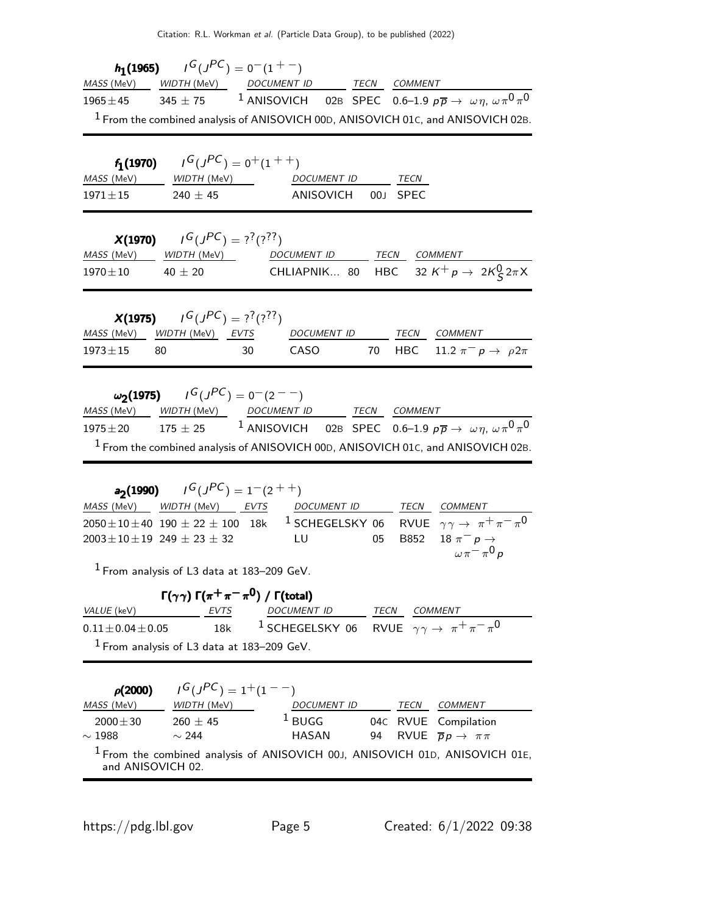## $h_1(1965)$ $I^G(J^{PC}) = 0^-(1^{+-})$

| MASS (MeV) | WIDTH (MeV) | DOCUMENT ID | | TECN | COMMENT |
|---|---|---|---|---|---|
| $1965 \pm 45$ | $345 \pm 75$ | [1] ANISOVICH | 02B | SPEC | 0.6–1.9 $p\overline{p} \to \omega\eta,\ \omega\pi^0\pi^0$ |

[1] From the combined analysis of ANISOVICH 00D, ANISOVICH 01C, and ANISOVICH 02B.

## $f_1(1970)$ $I^G(J^{PC}) = 0^+(1^{++})$

| MASS (MeV) | WIDTH (MeV) | DOCUMENT ID | | TECN |
|---|---|---|---|---|
| $1971 \pm 15$ | $240 \pm 45$ | ANISOVICH | 00J | SPEC |

## $X(1970)$ $I^G(J^{PC}) = ?^?(?^{??})$

| MASS (MeV) | WIDTH (MeV) | DOCUMENT ID | | TECN | COMMENT |
|---|---|---|---|---|---|
| $1970 \pm 10$ | $40 \pm 20$ | CHLIAPNIK... | 80 | HBC | 32 $K^+ p \to 2K^0_S 2\pi X$ |

## $X(1975)$ $I^G(J^{PC}) = ?^?(?^{??})$

| MASS (MeV) | WIDTH (MeV) | EVTS | DOCUMENT ID | | TECN | COMMENT |
|---|---|---|---|---|---|---|
| $1973 \pm 15$ | 80 | 30 | CASO | 70 | HBC | 11.2 $\pi^- p \to \rho 2\pi$ |

## $\omega_2(1975)$ $I^G(J^{PC}) = 0^-(2^{--})$

| MASS (MeV) | WIDTH (MeV) | DOCUMENT ID | | TECN | COMMENT |
|---|---|---|---|---|---|
| $1975 \pm 20$ | $175 \pm 25$ | [1] ANISOVICH | 02B | SPEC | 0.6–1.9 $p\overline{p} \to \omega\eta,\ \omega\pi^0\pi^0$ |

[1] From the combined analysis of ANISOVICH 00D, ANISOVICH 01C, and ANISOVICH 02B.

## $a_2(1990)$ $I^G(J^{PC}) = 1^-(2^{++})$

| MASS (MeV) | WIDTH (MeV) | EVTS | DOCUMENT ID | | TECN | COMMENT |
|---|---|---|---|---|---|---|
| $2050 \pm 10 \pm 40$ | $190 \pm 22 \pm 100$ | 18k | [1] SCHEGELSKY | 06 | RVUE | $\gamma\gamma \to \pi^+\pi^-\pi^0$ |
| $2003 \pm 10 \pm 19$ | $249 \pm 23 \pm 32$ | | LU | 05 | B852 | 18 $\pi^- p \to \omega\pi^-\pi^0 p$ |

[1] From analysis of L3 data at 183–209 GeV.

### $\Gamma(\gamma\gamma)\,\Gamma(\pi^+\pi^-\pi^0)$ / $\Gamma$(total)

| VALUE (keV) | EVTS | DOCUMENT ID | | TECN | COMMENT |
|---|---|---|---|---|---|
| $0.11 \pm 0.04 \pm 0.05$ | 18k | [1] SCHEGELSKY | 06 | RVUE | $\gamma\gamma \to \pi^+\pi^-\pi^0$ |

[1] From analysis of L3 data at 183–209 GeV.

## $\rho(2000)$ $I^G(J^{PC}) = 1^+(1^{--})$

| MASS (MeV) | WIDTH (MeV) | DOCUMENT ID | | TECN | COMMENT |
|---|---|---|---|---|---|
| $2000 \pm 30$ | $260 \pm 45$ | [1] BUGG | 04C | RVUE | Compilation |
| $\sim 1988$ | $\sim 244$ | HASAN | 94 | RVUE | $\overline{p}p \to \pi\pi$ |

[1] From the combined analysis of ANISOVICH 00J, ANISOVICH 01D, ANISOVICH 01E, and ANISOVICH 02.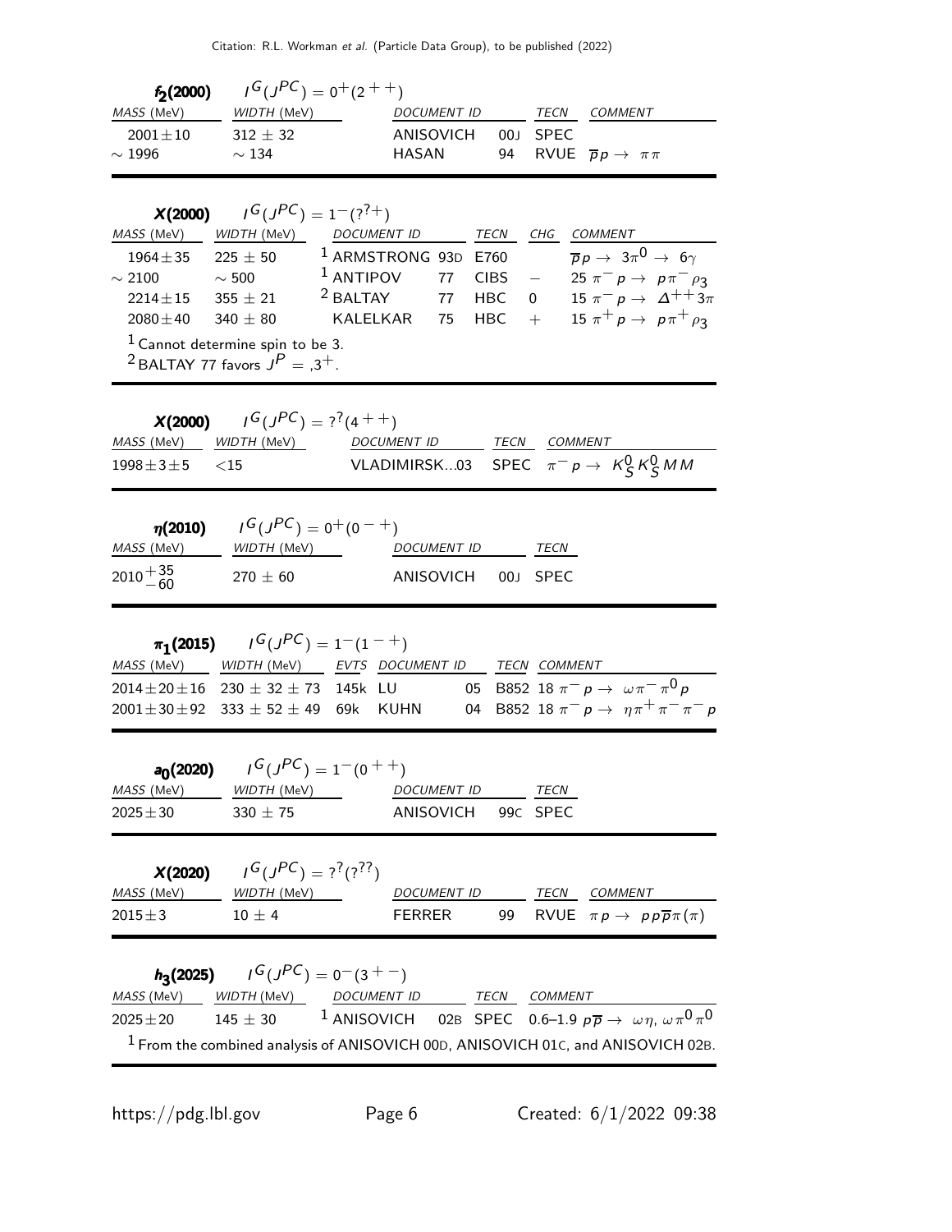**$f_2(2000)$** $\quad I^G(J^{PC}) = 0^+(2^{++})$

| MASS (MeV) | WIDTH (MeV) | DOCUMENT ID | | TECN | COMMENT |
|---|---|---|---|---|---|
| $2001 \pm 10$ | $312 \pm 32$ | ANISOVICH | 00J | SPEC | |
| $\sim 1996$ | $\sim 134$ | HASAN | 94 | RVUE | $\overline{p}p \to \pi\pi$ |

**$X(2000)$** $\quad I^G(J^{PC}) = 1^-(?^{?+})$

| MASS (MeV) | WIDTH (MeV) | DOCUMENT ID | | TECN | CHG | COMMENT |
|---|---|---|---|---|---|---|
| $1964 \pm 35$ | $225 \pm 50$ | [1] ARMSTRONG | 93D | E760 | | $\overline{p}p \to 3\pi^0 \to 6\gamma$ |
| $\sim 2100$ | $\sim 500$ | [1] ANTIPOV | 77 | CIBS | $-$ | $25\ \pi^- p \to p\pi^-\rho_3$ |
| $2214 \pm 15$ | $355 \pm 21$ | [2] BALTAY | 77 | HBC | 0 | $15\ \pi^+ p \to \Delta^{++} 3\pi$ |
| $2080 \pm 40$ | $340 \pm 80$ | KALELKAR | 75 | HBC | $+$ | $15\ \pi^+ p \to p\pi^+\rho_3$ |

[1] Cannot determine spin to be 3.
[2] BALTAY 77 favors $J^P = ,3^+$.

**$X(2000)$** $\quad I^G(J^{PC}) = ?^?(4^{++})$

| MASS (MeV) | WIDTH (MeV) | DOCUMENT ID | TECN | COMMENT |
|---|---|---|---|---|
| $1998 \pm 3 \pm 5$ | $<15$ | VLADIMIRSK...03 | SPEC | $\pi^- p \to K^0_S K^0_S MM$ |

**$\eta(2010)$** $\quad I^G(J^{PC}) = 0^+(0^{-+})$

| MASS (MeV) | WIDTH (MeV) | DOCUMENT ID | | TECN |
|---|---|---|---|---|
| $2010^{+35}_{-60}$ | $270 \pm 60$ | ANISOVICH | 00J | SPEC |

**$\pi_1(2015)$** $\quad I^G(J^{PC}) = 1^-(1^{-+})$

| MASS (MeV) | WIDTH (MeV) | EVTS | DOCUMENT ID | | TECN | COMMENT |
|---|---|---|---|---|---|---|
| $2014 \pm 20 \pm 16$ | $230 \pm 32 \pm 73$ | 145k | LU | 05 | B852 | $18\ \pi^- p \to \omega\pi^-\pi^0 p$ |
| $2001 \pm 30 \pm 92$ | $333 \pm 52 \pm 49$ | 69k | KUHN | 04 | B852 | $18\ \pi^- p \to \eta\pi^+\pi^-\pi^- p$ |

**$a_0(2020)$** $\quad I^G(J^{PC}) = 1^-(0^{++})$

| MASS (MeV) | WIDTH (MeV) | DOCUMENT ID | | TECN |
|---|---|---|---|---|
| $2025 \pm 30$ | $330 \pm 75$ | ANISOVICH | 99C | SPEC |

**$X(2020)$** $\quad I^G(J^{PC}) = ?^?(?^{??})$

| MASS (MeV) | WIDTH (MeV) | DOCUMENT ID | | TECN | COMMENT |
|---|---|---|---|---|---|
| $2015 \pm 3$ | $10 \pm 4$ | FERRER | 99 | RVUE | $\pi p \to pp\overline{p}\pi(\pi)$ |

**$h_3(2025)$** $\quad I^G(J^{PC}) = 0^-(3^{+-})$

| MASS (MeV) | WIDTH (MeV) | DOCUMENT ID | | TECN | COMMENT |
|---|---|---|---|---|---|
| $2025 \pm 20$ | $145 \pm 30$ | [1] ANISOVICH | 02B | SPEC | 0.6–1.9 $p\overline{p} \to \omega\eta$, $\omega\pi^0\pi^0$ |

[1] From the combined analysis of ANISOVICH 00D, ANISOVICH 01C, and ANISOVICH 02B.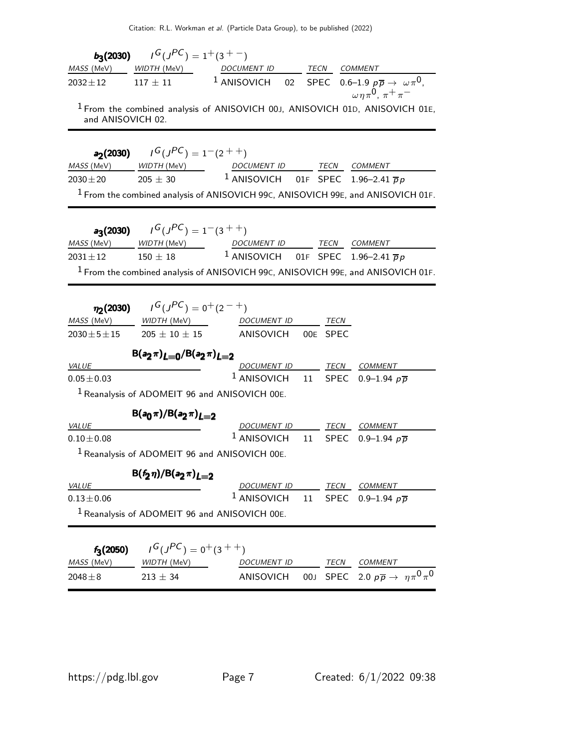### $b_3(2030)$ $\quad I^G(J^{PC}) = 1^+(3^{+-})$

| MASS (MeV) | WIDTH (MeV) | DOCUMENT ID | | TECN | COMMENT |
|---|---|---|---|---|---|
| $2032 \pm 12$ | $117 \pm 11$ | [1] ANISOVICH | 02 | SPEC | 0.6–1.9 $p\overline{p} \rightarrow \omega\pi^0$, $\omega\eta\pi^0$, $\pi^+\pi^-$ |

[1] From the combined analysis of ANISOVICH 00J, ANISOVICH 01D, ANISOVICH 01E, and ANISOVICH 02.

### $a_2(2030)$ $\quad I^G(J^{PC}) = 1^-(2^{++})$

| MASS (MeV) | WIDTH (MeV) | DOCUMENT ID | | TECN | COMMENT |
|---|---|---|---|---|---|
| $2030 \pm 20$ | $205 \pm 30$ | [1] ANISOVICH | 01F | SPEC | 1.96–2.41 $\overline{p}p$ |

[1] From the combined analysis of ANISOVICH 99C, ANISOVICH 99E, and ANISOVICH 01F.

### $a_3(2030)$ $\quad I^G(J^{PC}) = 1^-(3^{++})$

| MASS (MeV) | WIDTH (MeV) | DOCUMENT ID | | TECN | COMMENT |
|---|---|---|---|---|---|
| $2031 \pm 12$ | $150 \pm 18$ | [1] ANISOVICH | 01F | SPEC | 1.96–2.41 $\overline{p}p$ |

[1] From the combined analysis of ANISOVICH 99C, ANISOVICH 99E, and ANISOVICH 01F.

### $\eta_2(2030)$ $\quad I^G(J^{PC}) = 0^+(2^{-+})$

| MASS (MeV) | WIDTH (MeV) | DOCUMENT ID | | TECN |
|---|---|---|---|---|
| $2030 \pm 5 \pm 15$ | $205 \pm 10 \pm 15$ | ANISOVICH | 00E | SPEC |

**$B(a_2\pi)_{L=0}/B(a_2\pi)_{L=2}$**

| VALUE | DOCUMENT ID | | TECN | COMMENT |
|---|---|---|---|---|
| $0.05 \pm 0.03$ | [1] ANISOVICH | 11 | SPEC | 0.9–1.94 $p\overline{p}$ |

[1] Reanalysis of ADOMEIT 96 and ANISOVICH 00E.

**$B(a_0\pi)/B(a_2\pi)_{L=2}$**

| VALUE | DOCUMENT ID | | TECN | COMMENT |
|---|---|---|---|---|
| $0.10 \pm 0.08$ | [1] ANISOVICH | 11 | SPEC | 0.9–1.94 $p\overline{p}$ |

[1] Reanalysis of ADOMEIT 96 and ANISOVICH 00E.

**$B(f_2\eta)/B(a_2\pi)_{L=2}$**

| VALUE | DOCUMENT ID | | TECN | COMMENT |
|---|---|---|---|---|
| $0.13 \pm 0.06$ | [1] ANISOVICH | 11 | SPEC | 0.9–1.94 $p\overline{p}$ |

[1] Reanalysis of ADOMEIT 96 and ANISOVICH 00E.

### $f_3(2050)$ $\quad I^G(J^{PC}) = 0^+(3^{++})$

| MASS (MeV) | WIDTH (MeV) | DOCUMENT ID | | TECN | COMMENT |
|---|---|---|---|---|---|
| $2048 \pm 8$ | $213 \pm 34$ | ANISOVICH | 00J | SPEC | 2.0 $p\overline{p} \rightarrow \eta\pi^0\pi^0$ |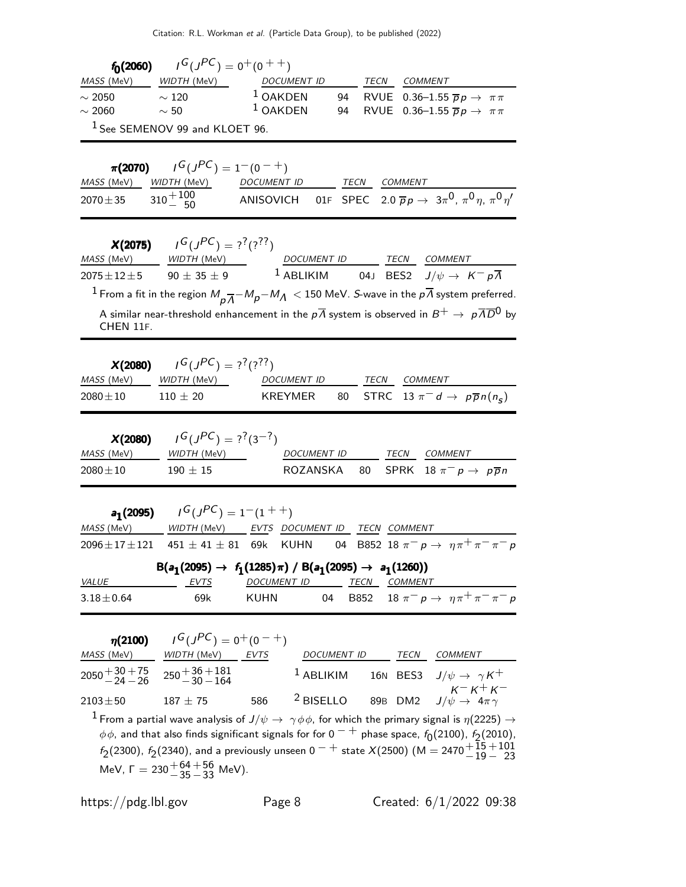**$f_0(2060)$** $\quad I^G(J^{PC}) = 0^+(0^{++})$

| MASS (MeV) | WIDTH (MeV) | DOCUMENT ID | | TECN | COMMENT |
|---|---|---|---|---|---|
| $\sim 2050$ | $\sim 120$ | [1] OAKDEN | 94 | RVUE | 0.36–1.55 $\overline{p}p \to \pi\pi$ |
| $\sim 2060$ | $\sim 50$ | [1] OAKDEN | 94 | RVUE | 0.36–1.55 $\overline{p}p \to \pi\pi$ |

[1] See SEMENOV 99 and KLOET 96.

**$\pi(2070)$** $\quad I^G(J^{PC}) = 1^-(0^{-+})$

| MASS (MeV) | WIDTH (MeV) | DOCUMENT ID | | TECN | COMMENT |
|---|---|---|---|---|---|
| $2070 \pm 35$ | $310^{+100}_{-50}$ | ANISOVICH | 01F | SPEC | 2.0 $\overline{p}p \to 3\pi^0, \pi^0\eta, \pi^0\eta'$ |

**$X(2075)$** $\quad I^G(J^{PC}) = ?^?(?^{??})$

| MASS (MeV) | WIDTH (MeV) | DOCUMENT ID | | TECN | COMMENT |
|---|---|---|---|---|---|
| $2075 \pm 12 \pm 5$ | $90 \pm 35 \pm 9$ | [1] ABLIKIM | 04J | BES2 | $J/\psi \to K^- p\overline{\Lambda}$ |

[1] From a fit in the region $M_{p\overline{\Lambda}} - M_p - M_\Lambda < 150$ MeV. S-wave in the $p\overline{\Lambda}$ system preferred. A similar near-threshold enhancement in the $p\overline{\Lambda}$ system is observed in $B^+ \to p\overline{\Lambda}\overline{D}^0$ by CHEN 11F.

**$X(2080)$** $\quad I^G(J^{PC}) = ?^?(?^{??})$

| MASS (MeV) | WIDTH (MeV) | DOCUMENT ID | | TECN | COMMENT |
|---|---|---|---|---|---|
| $2080 \pm 10$ | $110 \pm 20$ | KREYMER | 80 | STRC | 13 $\pi^- d \to p\overline{p}n(n_s)$ |

**$X(2080)$** $\quad I^G(J^{PC}) = ?^?(3^{-?})$

| MASS (MeV) | WIDTH (MeV) | DOCUMENT ID | | TECN | COMMENT |
|---|---|---|---|---|---|
| $2080 \pm 10$ | $190 \pm 15$ | ROZANSKA | 80 | SPRK | 18 $\pi^- p \to p\overline{p}n$ |

**$a_1(2095)$** $\quad I^G(J^{PC}) = 1^-(1^{++})$

| MASS (MeV) | WIDTH (MeV) | EVTS | DOCUMENT ID | | TECN | COMMENT |
|---|---|---|---|---|---|---|
| $2096 \pm 17 \pm 121$ | $451 \pm 41 \pm 81$ | 69k | KUHN | 04 | B852 | 18 $\pi^- p \to \eta\pi^+\pi^-\pi^- p$ |

**$B(a_1(2095) \to f_1(1285)\pi) / B(a_1(2095) \to a_1(1260))$**

| VALUE | EVTS | DOCUMENT ID | | TECN | COMMENT |
|---|---|---|---|---|---|
| $3.18 \pm 0.64$ | 69k | KUHN | 04 | B852 | 18 $\pi^- p \to \eta\pi^+\pi^-\pi^- p$ |

**$\eta(2100)$** $\quad I^G(J^{PC}) = 0^+(0^{-+})$

| MASS (MeV) | WIDTH (MeV) | EVTS | DOCUMENT ID | | TECN | COMMENT |
|---|---|---|---|---|---|---|
| $2050^{+30}_{-24}{}^{+75}_{-26}$ | $250^{+36}_{-30}{}^{+181}_{-164}$ | | [1] ABLIKIM | 16N | BES3 | $J/\psi \to \gamma K^+ K^- K^+ K^-$ |
| $2103 \pm 50$ | $187 \pm 75$ | 586 | [2] BISELLO | 89B | DM2 | $J/\psi \to 4\pi\gamma$ |

[1] From a partial wave analysis of $J/\psi \to \gamma\phi\phi$, for which the primary signal is $\eta(2225) \to \phi\phi$, and that also finds significant signals for for $0^{-+}$ phase space, $f_0(2100)$, $f_2(2010)$, $f_2(2300)$, $f_2(2340)$, and a previously unseen $0^{-+}$ state $X(2500)$ (M $= 2470^{+15}_{-19}{}^{+101}_{-23}$ MeV, $\Gamma = 230^{+64}_{-35}{}^{+56}_{-33}$ MeV).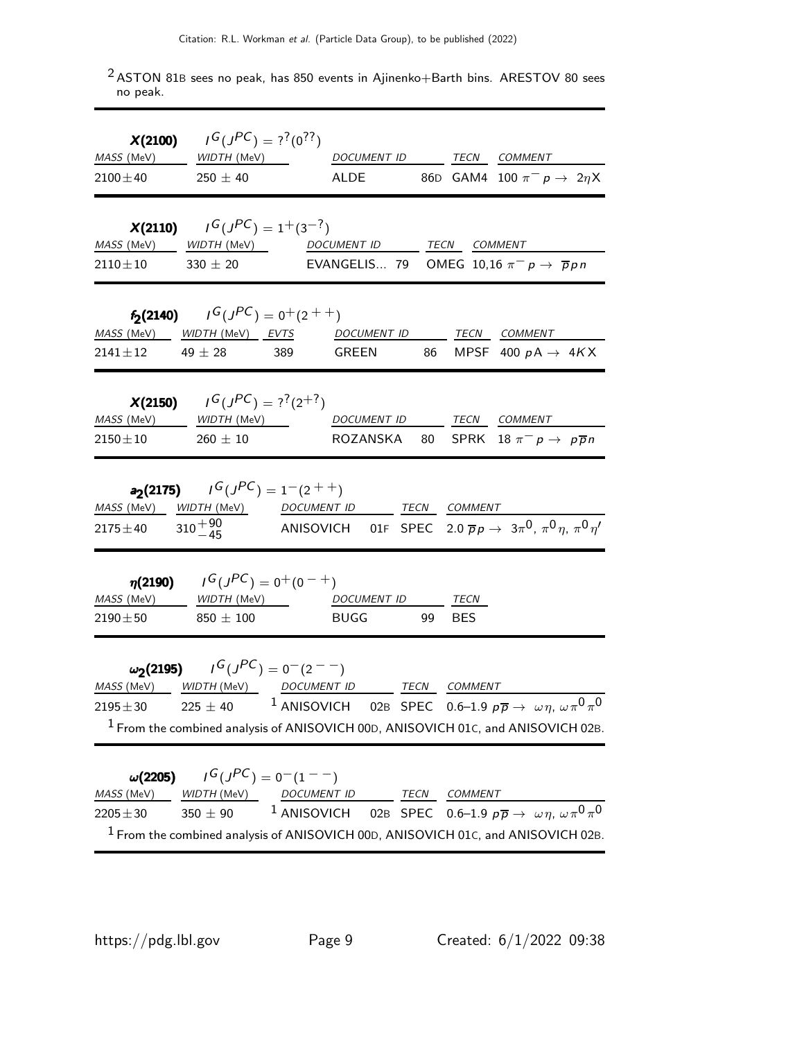[2] ASTON 81B sees no peak, has 850 events in Ajinenko+Barth bins. ARESTOV 80 sees no peak.

### $X(2100)$ $\quad I^G(J^{PC}) = ?^?(0^{??})$

| MASS (MeV) | WIDTH (MeV) | DOCUMENT ID | | TECN | COMMENT |
|---|---|---|---|---|---|
| $2100 \pm 40$ | $250 \pm 40$ | ALDE | 86D | GAM4 | $100\ \pi^- p \to 2\eta X$ |

### $X(2110)$ $\quad I^G(J^{PC}) = 1^+(3^{-?})$

| MASS (MeV) | WIDTH (MeV) | DOCUMENT ID | | TECN | COMMENT |
|---|---|---|---|---|---|
| $2110 \pm 10$ | $330 \pm 20$ | EVANGELIS... | 79 | OMEG | $10,16\ \pi^- p \to \overline{p} p n$ |

### $f_2(2140)$ $\quad I^G(J^{PC}) = 0^+(2^{++})$

| MASS (MeV) | WIDTH (MeV) | EVTS | DOCUMENT ID | | TECN | COMMENT |
|---|---|---|---|---|---|---|
| $2141 \pm 12$ | $49 \pm 28$ | 389 | GREEN | 86 | MPSF | $400\ pA \to 4KX$ |

### $X(2150)$ $\quad I^G(J^{PC}) = ?^?(2^{+?})$

| MASS (MeV) | WIDTH (MeV) | DOCUMENT ID | | TECN | COMMENT |
|---|---|---|---|---|---|
| $2150 \pm 10$ | $260 \pm 10$ | ROZANSKA | 80 | SPRK | $18\ \pi^- p \to p \overline{p} n$ |

### $a_2(2175)$ $\quad I^G(J^{PC}) = 1^-(2^{++})$

| MASS (MeV) | WIDTH (MeV) | DOCUMENT ID | | TECN | COMMENT |
|---|---|---|---|---|---|
| $2175 \pm 40$ | $310^{+90}_{-45}$ | ANISOVICH | 01F | SPEC | $2.0\ \overline{p} p \to 3\pi^0,\ \pi^0 \eta,\ \pi^0 \eta'$ |

### $\eta(2190)$ $\quad I^G(J^{PC}) = 0^+(0^{-+})$

| MASS (MeV) | WIDTH (MeV) | DOCUMENT ID | | TECN |
|---|---|---|---|---|
| $2190 \pm 50$ | $850 \pm 100$ | BUGG | 99 | BES |

### $\omega_2(2195)$ $\quad I^G(J^{PC}) = 0^-(2^{--})$

| MASS (MeV) | WIDTH (MeV) | DOCUMENT ID | | TECN | COMMENT |
|---|---|---|---|---|---|
| $2195 \pm 30$ | $225 \pm 40$ | [1] ANISOVICH | 02B | SPEC | $0.6\text{–}1.9\ p \overline{p} \to \omega \eta,\ \omega \pi^0 \pi^0$ |

[1] From the combined analysis of ANISOVICH 00D, ANISOVICH 01C, and ANISOVICH 02B.

### $\omega(2205)$ $\quad I^G(J^{PC}) = 0^-(1^{--})$

| MASS (MeV) | WIDTH (MeV) | DOCUMENT ID | | TECN | COMMENT |
|---|---|---|---|---|---|
| $2205 \pm 30$ | $350 \pm 90$ | [1] ANISOVICH | 02B | SPEC | $0.6\text{–}1.9\ p \overline{p} \to \omega \eta,\ \omega \pi^0 \pi^0$ |

[1] From the combined analysis of ANISOVICH 00D, ANISOVICH 01C, and ANISOVICH 02B.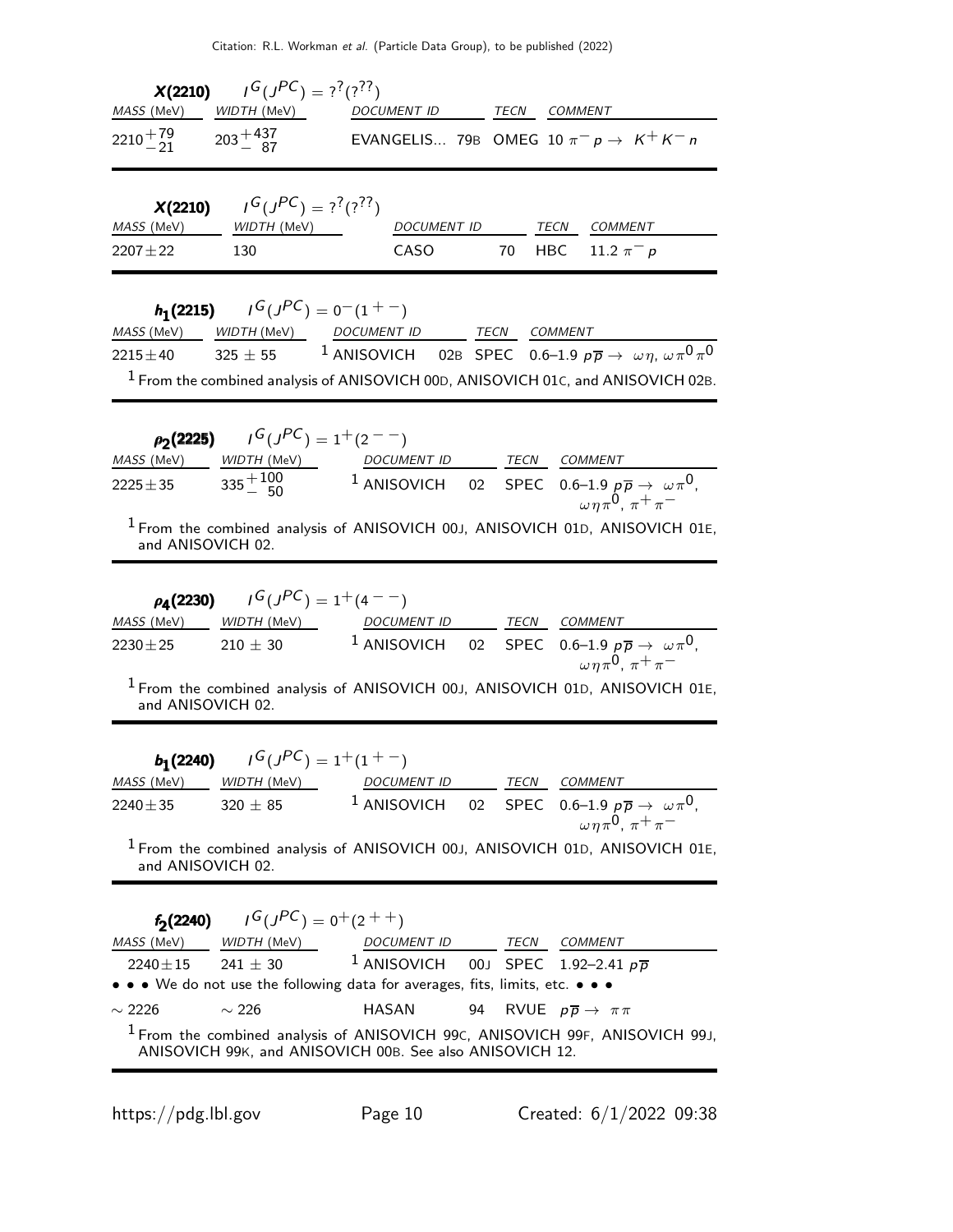### $X(2210)$ $\quad I^G(J^{PC}) = ?^?(?^{??})$

| MASS (MeV) | WIDTH (MeV) | DOCUMENT ID | | TECN | COMMENT |
|---|---|---|---|---|---|
| $2210^{+79}_{-21}$ | $203^{+437}_{-87}$ | EVANGELIS... | 79B | OMEG | 10 $\pi^- p \to K^+ K^- n$ |

### $X(2210)$ $\quad I^G(J^{PC}) = ?^?(?^{??})$

| MASS (MeV) | WIDTH (MeV) | DOCUMENT ID | | TECN | COMMENT |
|---|---|---|---|---|---|
| $2207 \pm 22$ | 130 | CASO | 70 | HBC | 11.2 $\pi^- p$ |

### $h_1(2215)$ $\quad I^G(J^{PC}) = 0^-(1^{+-})$

| MASS (MeV) | WIDTH (MeV) | DOCUMENT ID | | TECN | COMMENT |
|---|---|---|---|---|---|
| $2215 \pm 40$ | $325 \pm 55$ | [1] ANISOVICH | 02B | SPEC | 0.6–1.9 $p\overline{p} \to \omega\eta$, $\omega\pi^0\pi^0$ |

[1] From the combined analysis of ANISOVICH 00D, ANISOVICH 01C, and ANISOVICH 02B.

### $\rho_2(2225)$ $\quad I^G(J^{PC}) = 1^+(2^{--})$

| MASS (MeV) | WIDTH (MeV) | DOCUMENT ID | | TECN | COMMENT |
|---|---|---|---|---|---|
| $2225 \pm 35$ | $335^{+100}_{-50}$ | [1] ANISOVICH | 02 | SPEC | 0.6–1.9 $p\overline{p} \to \omega\pi^0$, $\omega\eta\pi^0$, $\pi^+\pi^-$ |

[1] From the combined analysis of ANISOVICH 00J, ANISOVICH 01D, ANISOVICH 01E, and ANISOVICH 02.

### $\rho_4(2230)$ $\quad I^G(J^{PC}) = 1^+(4^{--})$

| MASS (MeV) | WIDTH (MeV) | DOCUMENT ID | | TECN | COMMENT |
|---|---|---|---|---|---|
| $2230 \pm 25$ | $210 \pm 30$ | [1] ANISOVICH | 02 | SPEC | 0.6–1.9 $p\overline{p} \to \omega\pi^0$, $\omega\eta\pi^0$, $\pi^+\pi^-$ |

[1] From the combined analysis of ANISOVICH 00J, ANISOVICH 01D, ANISOVICH 01E, and ANISOVICH 02.

### $b_1(2240)$ $\quad I^G(J^{PC}) = 1^+(1^{+-})$

| MASS (MeV) | WIDTH (MeV) | DOCUMENT ID | | TECN | COMMENT |
|---|---|---|---|---|---|
| $2240 \pm 35$ | $320 \pm 85$ | [1] ANISOVICH | 02 | SPEC | 0.6–1.9 $p\overline{p} \to \omega\pi^0$, $\omega\eta\pi^0$, $\pi^+\pi^-$ |

[1] From the combined analysis of ANISOVICH 00J, ANISOVICH 01D, ANISOVICH 01E, and ANISOVICH 02.

### $f_2(2240)$ $\quad I^G(J^{PC}) = 0^+(2^{++})$

| MASS (MeV) | WIDTH (MeV) | DOCUMENT ID | | TECN | COMMENT |
|---|---|---|---|---|---|
| $2240 \pm 15$ | $241 \pm 30$ | [1] ANISOVICH | 00J | SPEC | 1.92–2.41 $p\overline{p}$ |
| • • • We do not use the following data for averages, fits, limits, etc. • • • | | | | | |
| $\sim 2226$ | $\sim 226$ | HASAN | 94 | RVUE | $p\overline{p} \to \pi\pi$ |

[1] From the combined analysis of ANISOVICH 99C, ANISOVICH 99F, ANISOVICH 99J, ANISOVICH 99K, and ANISOVICH 00B. See also ANISOVICH 12.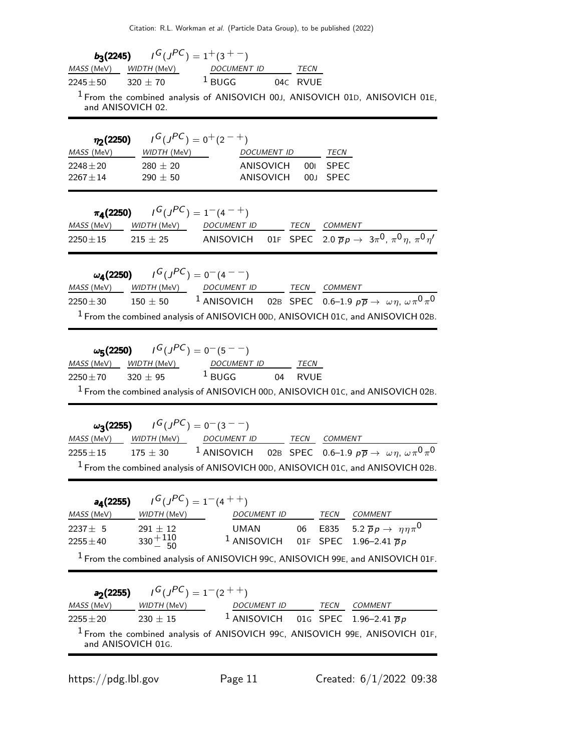**$b_3(2245)$** $\quad I^G(J^{PC}) = 1^+(3^{+\,-})$

| MASS (MeV) | WIDTH (MeV) | DOCUMENT ID | | TECN |
|---|---|---|---|---|
| $2245 \pm 50$ | $320 \pm 70$ | [1] BUGG | 04C | RVUE |

[1] From the combined analysis of ANISOVICH 00J, ANISOVICH 01D, ANISOVICH 01E, and ANISOVICH 02.

---

**$\eta_2(2250)$** $\quad I^G(J^{PC}) = 0^+(2^{-\,+})$

| MASS (MeV) | WIDTH (MeV) | DOCUMENT ID | | TECN |
|---|---|---|---|---|
| $2248 \pm 20$ | $280 \pm 20$ | ANISOVICH | 00I | SPEC |
| $2267 \pm 14$ | $290 \pm 50$ | ANISOVICH | 00J | SPEC |

---

**$\pi_4(2250)$** $\quad I^G(J^{PC}) = 1^-(4^{-\,+})$

| MASS (MeV) | WIDTH (MeV) | DOCUMENT ID | | TECN | COMMENT |
|---|---|---|---|---|---|
| $2250 \pm 15$ | $215 \pm 25$ | ANISOVICH | 01F | SPEC | $2.0\ \overline{p}p \rightarrow 3\pi^0,\ \pi^0\eta,\ \pi^0\eta'$ |

---

**$\omega_4(2250)$** $\quad I^G(J^{PC}) = 0^-(4^{-\,-})$

| MASS (MeV) | WIDTH (MeV) | DOCUMENT ID | | TECN | COMMENT |
|---|---|---|---|---|---|
| $2250 \pm 30$ | $150 \pm 50$ | [1] ANISOVICH | 02B | SPEC | 0.6–1.9 $p\overline{p} \rightarrow \omega\eta,\ \omega\pi^0\pi^0$ |

[1] From the combined analysis of ANISOVICH 00D, ANISOVICH 01C, and ANISOVICH 02B.

---

**$\omega_5(2250)$** $\quad I^G(J^{PC}) = 0^-(5^{-\,-})$

| MASS (MeV) | WIDTH (MeV) | DOCUMENT ID | | TECN |
|---|---|---|---|---|
| $2250 \pm 70$ | $320 \pm 95$ | [1] BUGG | 04 | RVUE |

[1] From the combined analysis of ANISOVICH 00D, ANISOVICH 01C, and ANISOVICH 02B.

---

**$\omega_3(2255)$** $\quad I^G(J^{PC}) = 0^-(3^{-\,-})$

| MASS (MeV) | WIDTH (MeV) | DOCUMENT ID | | TECN | COMMENT |
|---|---|---|---|---|---|
| $2255 \pm 15$ | $175 \pm 30$ | [1] ANISOVICH | 02B | SPEC | 0.6–1.9 $p\overline{p} \rightarrow \omega\eta,\ \omega\pi^0\pi^0$ |

[1] From the combined analysis of ANISOVICH 00D, ANISOVICH 01C, and ANISOVICH 02B.

---

**$a_4(2255)$** $\quad I^G(J^{PC}) = 1^-(4^{+\,+})$

| MASS (MeV) | WIDTH (MeV) | DOCUMENT ID | | TECN | COMMENT |
|---|---|---|---|---|---|
| $2237 \pm 5$ | $291 \pm 12$ | UMAN | 06 | E835 | $5.2\ \overline{p}p \rightarrow \eta\eta\pi^0$ |
| $2255 \pm 40$ | $330^{+110}_{-\ 50}$ | [1] ANISOVICH | 01F | SPEC | 1.96–2.41 $\overline{p}p$ |

[1] From the combined analysis of ANISOVICH 99C, ANISOVICH 99E, and ANISOVICH 01F.

---

**$a_2(2255)$** $\quad I^G(J^{PC}) = 1^-(2^{+\,+})$

| MASS (MeV) | WIDTH (MeV) | DOCUMENT ID | | TECN | COMMENT |
|---|---|---|---|---|---|
| $2255 \pm 20$ | $230 \pm 15$ | [1] ANISOVICH | 01G | SPEC | 1.96–2.41 $\overline{p}p$ |

[1] From the combined analysis of ANISOVICH 99C, ANISOVICH 99E, ANISOVICH 01F, and ANISOVICH 01G.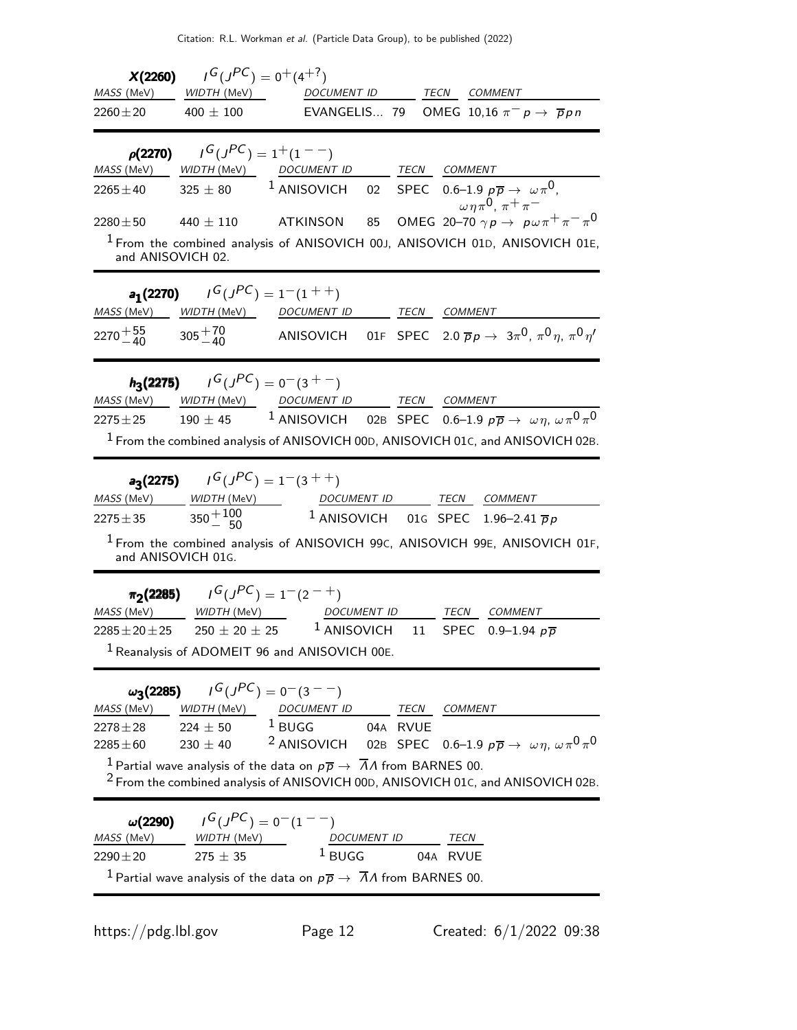### $X(2260)$ $\quad I^G(J^{PC}) = 0^+(4^{+?})$

| MASS (MeV) | WIDTH (MeV) | DOCUMENT ID | | TECN | COMMENT |
|---|---|---|---|---|---|
| $2260 \pm 20$ | $400 \pm 100$ | EVANGELIS... | 79 | OMEG | 10,16 $\pi^- p \to \overline{p} p n$ |

### $\rho(2270)$ $\quad I^G(J^{PC}) = 1^+(1^{--})$

| MASS (MeV) | WIDTH (MeV) | DOCUMENT ID | | TECN | COMMENT |
|---|---|---|---|---|---|
| $2265 \pm 40$ | $325 \pm 80$ | [1] ANISOVICH | 02 | SPEC | 0.6–1.9 $p\overline{p} \to \omega\pi^0$, $\omega\eta\pi^0$, $\pi^+\pi^-$ |
| $2280 \pm 50$ | $440 \pm 110$ | ATKINSON | 85 | OMEG | 20–70 $\gamma p \to p\omega\pi^+\pi^-\pi^0$ |

[1] From the combined analysis of ANISOVICH 00J, ANISOVICH 01D, ANISOVICH 01E, and ANISOVICH 02.

### $a_1(2270)$ $\quad I^G(J^{PC}) = 1^-(1^{++})$

| MASS (MeV) | WIDTH (MeV) | DOCUMENT ID | | TECN | COMMENT |
|---|---|---|---|---|---|
| $2270^{+55}_{-40}$ | $305^{+70}_{-40}$ | ANISOVICH | 01F | SPEC | 2.0 $\overline{p} p \to 3\pi^0$, $\pi^0\eta$, $\pi^0\eta'$ |

### $h_3(2275)$ $\quad I^G(J^{PC}) = 0^-(3^{+-})$

| MASS (MeV) | WIDTH (MeV) | DOCUMENT ID | | TECN | COMMENT |
|---|---|---|---|---|---|
| $2275 \pm 25$ | $190 \pm 45$ | [1] ANISOVICH | 02B | SPEC | 0.6–1.9 $p\overline{p} \to \omega\eta$, $\omega\pi^0\pi^0$ |

[1] From the combined analysis of ANISOVICH 00D, ANISOVICH 01C, and ANISOVICH 02B.

### $a_3(2275)$ $\quad I^G(J^{PC}) = 1^-(3^{++})$

| MASS (MeV) | WIDTH (MeV) | DOCUMENT ID | | TECN | COMMENT |
|---|---|---|---|---|---|
| $2275 \pm 35$ | $350^{+100}_{-\ 50}$ | [1] ANISOVICH | 01G | SPEC | 1.96–2.41 $\overline{p} p$ |

[1] From the combined analysis of ANISOVICH 99C, ANISOVICH 99E, ANISOVICH 01F, and ANISOVICH 01G.

### $\pi_2(2285)$ $\quad I^G(J^{PC}) = 1^-(2^{-+})$

| MASS (MeV) | WIDTH (MeV) | DOCUMENT ID | | TECN | COMMENT |
|---|---|---|---|---|---|
| $2285 \pm 20 \pm 25$ | $250 \pm 20 \pm 25$ | [1] ANISOVICH | 11 | SPEC | 0.9–1.94 $p\overline{p}$ |

[1] Reanalysis of ADOMEIT 96 and ANISOVICH 00E.

### $\omega_3(2285)$ $\quad I^G(J^{PC}) = 0^-(3^{--})$

| MASS (MeV) | WIDTH (MeV) | DOCUMENT ID | | TECN | COMMENT |
|---|---|---|---|---|---|
| $2278 \pm 28$ | $224 \pm 50$ | [1] BUGG | 04A | RVUE | |
| $2285 \pm 60$ | $230 \pm 40$ | [2] ANISOVICH | 02B | SPEC | 0.6–1.9 $p\overline{p} \to \omega\eta$, $\omega\pi^0\pi^0$ |

[1] Partial wave analysis of the data on $p\overline{p} \to \overline{\Lambda}\Lambda$ from BARNES 00.
[2] From the combined analysis of ANISOVICH 00D, ANISOVICH 01C, and ANISOVICH 02B.

### $\omega(2290)$ $\quad I^G(J^{PC}) = 0^-(1^{--})$

| MASS (MeV) | WIDTH (MeV) | DOCUMENT ID | | TECN |
|---|---|---|---|---|
| $2290 \pm 20$ | $275 \pm 35$ | [1] BUGG | 04A | RVUE |

[1] Partial wave analysis of the data on $p\overline{p} \to \overline{\Lambda}\Lambda$ from BARNES 00.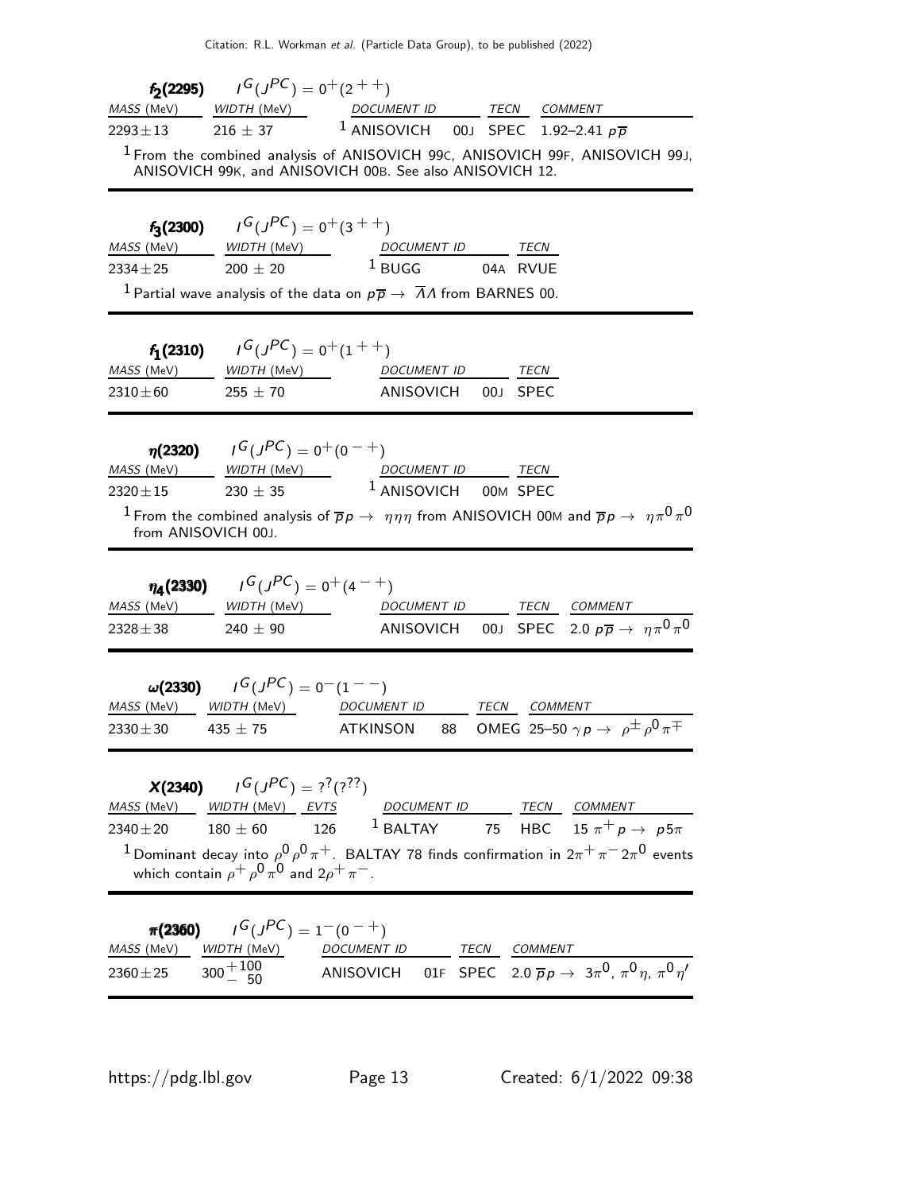## $f_2(2295)$ $\quad I^G(J^{PC}) = 0^+(2^{++})$

| MASS (MeV) | WIDTH (MeV) | DOCUMENT ID | | TECN | COMMENT |
|---|---|---|---|---|---|
| $2293 \pm 13$ | $216 \pm 37$ | [1] ANISOVICH | 00J | SPEC | 1.92–2.41 $p\overline{p}$ |

[1] From the combined analysis of ANISOVICH 99C, ANISOVICH 99F, ANISOVICH 99J, ANISOVICH 99K, and ANISOVICH 00B. See also ANISOVICH 12.

## $f_3(2300)$ $\quad I^G(J^{PC}) = 0^+(3^{++})$

| MASS (MeV) | WIDTH (MeV) | DOCUMENT ID | | TECN |
|---|---|---|---|---|
| $2334 \pm 25$ | $200 \pm 20$ | [1] BUGG | 04A | RVUE |

[1] Partial wave analysis of the data on $p\overline{p} \to \overline{\Lambda}\Lambda$ from BARNES 00.

## $f_1(2310)$ $\quad I^G(J^{PC}) = 0^+(1^{++})$

| MASS (MeV) | WIDTH (MeV) | DOCUMENT ID | | TECN |
|---|---|---|---|---|
| $2310 \pm 60$ | $255 \pm 70$ | ANISOVICH | 00J | SPEC |

## $\eta(2320)$ $\quad I^G(J^{PC}) = 0^+(0^{-+})$

| MASS (MeV) | WIDTH (MeV) | DOCUMENT ID | | TECN |
|---|---|---|---|---|
| $2320 \pm 15$ | $230 \pm 35$ | [1] ANISOVICH | 00M | SPEC |

[1] From the combined analysis of $\overline{p}p \to \eta\eta\eta$ from ANISOVICH 00M and $\overline{p}p \to \eta\pi^0\pi^0$ from ANISOVICH 00J.

## $\eta_4(2330)$ $\quad I^G(J^{PC}) = 0^+(4^{-+})$

| MASS (MeV) | WIDTH (MeV) | DOCUMENT ID | | TECN | COMMENT |
|---|---|---|---|---|---|
| $2328 \pm 38$ | $240 \pm 90$ | ANISOVICH | 00J | SPEC | 2.0 $p\overline{p} \to \eta\pi^0\pi^0$ |

## $\omega(2330)$ $\quad I^G(J^{PC}) = 0^-(1^{--})$

| MASS (MeV) | WIDTH (MeV) | DOCUMENT ID | | TECN | COMMENT |
|---|---|---|---|---|---|
| $2330 \pm 30$ | $435 \pm 75$ | ATKINSON | 88 | OMEG | 25–50 $\gamma p \to \rho^\pm\rho^0\pi^\mp$ |

## $X(2340)$ $\quad I^G(J^{PC}) = ?^?(?^{??})$

| MASS (MeV) | WIDTH (MeV) | EVTS | DOCUMENT ID | | TECN | COMMENT |
|---|---|---|---|---|---|---|
| $2340 \pm 20$ | $180 \pm 60$ | 126 | [1] BALTAY | 75 | HBC | 15 $\pi^+ p \to p5\pi$ |

[1] Dominant decay into $\rho^0\rho^0\pi^+$. BALTAY 78 finds confirmation in $2\pi^+\pi^-2\pi^0$ events which contain $\rho^+\rho^0\pi^0$ and $2\rho^+\pi^-$.

## $\pi(2360)$ $\quad I^G(J^{PC}) = 1^-(0^{-+})$

| MASS (MeV) | WIDTH (MeV) | DOCUMENT ID | | TECN | COMMENT |
|---|---|---|---|---|---|
| $2360 \pm 25$ | $300^{+100}_{-\ 50}$ | ANISOVICH | 01F | SPEC | 2.0 $\overline{p}p \to 3\pi^0, \pi^0\eta, \pi^0\eta'$ |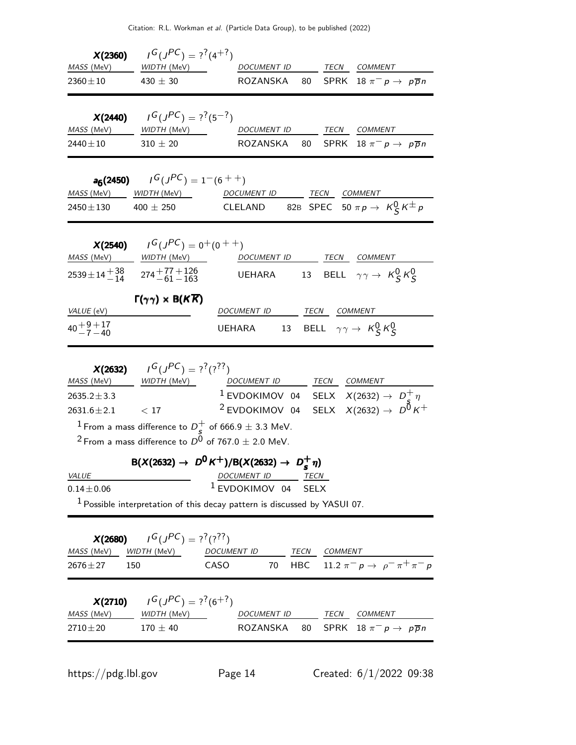### $X(2360)$ $\quad I^G(J^{PC}) = ?^?(4^{+?})$

| MASS (MeV) | WIDTH (MeV) | DOCUMENT ID | | TECN | COMMENT |
|---|---|---|---|---|---|
| $2360 \pm 10$ | $430 \pm 30$ | ROZANSKA | 80 | SPRK | $18\ \pi^- p \to p\overline{p}n$ |

### $X(2440)$ $\quad I^G(J^{PC}) = ?^?(5^{-?})$

| MASS (MeV) | WIDTH (MeV) | DOCUMENT ID | | TECN | COMMENT |
|---|---|---|---|---|---|
| $2440 \pm 10$ | $310 \pm 20$ | ROZANSKA | 80 | SPRK | $18\ \pi^- p \to p\overline{p}n$ |

### $a_6(2450)$ $\quad I^G(J^{PC}) = 1^-(6^{++})$

| MASS (MeV) | WIDTH (MeV) | DOCUMENT ID | | TECN | COMMENT |
|---|---|---|---|---|---|
| $2450 \pm 130$ | $400 \pm 250$ | CLELAND | 82B | SPEC | $50\ \pi p \to K^0_S K^\pm p$ |

### $X(2540)$ $\quad I^G(J^{PC}) = 0^+(0^{++})$

| MASS (MeV) | WIDTH (MeV) | DOCUMENT ID | | TECN | COMMENT |
|---|---|---|---|---|---|
| $2539 \pm 14^{+38}_{-14}$ | $274^{+77+126}_{-61-163}$ | UEHARA | 13 | BELL | $\gamma\gamma \to K^0_S K^0_S$ |

**$\Gamma(\gamma\gamma) \times B(K\overline{K})$**

| VALUE (eV) | DOCUMENT ID | | TECN | COMMENT |
|---|---|---|---|---|
| $40^{+9+17}_{-7-40}$ | UEHARA | 13 | BELL | $\gamma\gamma \to K^0_S K^0_S$ |

### $X(2632)$ $\quad I^G(J^{PC}) = ?^?(?^{??})$

| MASS (MeV) | WIDTH (MeV) | DOCUMENT ID | | TECN | COMMENT |
|---|---|---|---|---|---|
| $2635.2 \pm 3.3$ | | [1] EVDOKIMOV | 04 | SELX | $X(2632) \to D^+_s \eta$ |
| $2631.6 \pm 2.1$ | $< 17$ | [2] EVDOKIMOV | 04 | SELX | $X(2632) \to D^0 K^+$ |

[1] From a mass difference to $D^+_s$ of $666.9 \pm 3.3$ MeV.

[2] From a mass difference to $D^0$ of $767.0 \pm 2.0$ MeV.

**$B(X(2632) \to D^0 K^+)/B(X(2632) \to D^+_s \eta)$**

| VALUE | DOCUMENT ID | | TECN |
|---|---|---|---|
| $0.14 \pm 0.06$ | [1] EVDOKIMOV | 04 | SELX |

[1] Possible interpretation of this decay pattern is discussed by YASUI 07.

### $X(2680)$ $\quad I^G(J^{PC}) = ?^?(?^{??})$

| MASS (MeV) | WIDTH (MeV) | DOCUMENT ID | | TECN | COMMENT |
|---|---|---|---|---|---|
| $2676 \pm 27$ | 150 | CASO | 70 | HBC | $11.2\ \pi^- p \to \rho^- \pi^+ \pi^- p$ |

### $X(2710)$ $\quad I^G(J^{PC}) = ?^?(6^{+?})$

| MASS (MeV) | WIDTH (MeV) | DOCUMENT ID | | TECN | COMMENT |
|---|---|---|---|---|---|
| $2710 \pm 20$ | $170 \pm 40$ | ROZANSKA | 80 | SPRK | $18\ \pi^- p \to p\overline{p}n$ |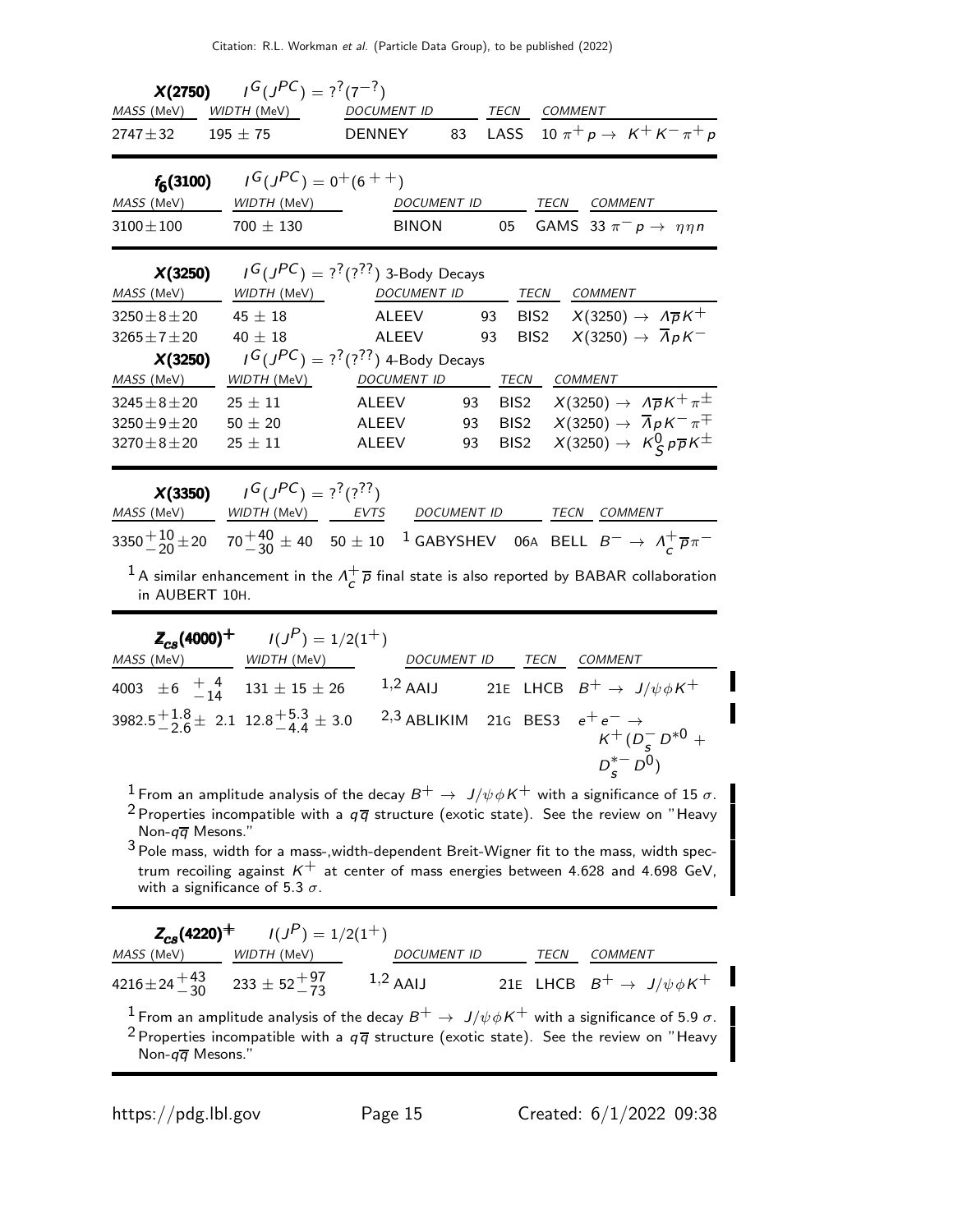**$X(2750)$** $I^G(J^{PC}) = ?^?(7^{-?})$

| MASS (MeV) | WIDTH (MeV) | DOCUMENT ID | | TECN | COMMENT |
|---|---|---|---|---|---|
| $2747 \pm 32$ | $195 \pm 75$ | DENNEY | 83 | LASS | $10\ \pi^+ p \to K^+ K^- \pi^+ p$ |

**$f_6(3100)$** $I^G(J^{PC}) = 0^+(6^{++})$

| MASS (MeV) | WIDTH (MeV) | DOCUMENT ID | | TECN | COMMENT |
|---|---|---|---|---|---|
| $3100 \pm 100$ | $700 \pm 130$ | BINON | 05 | GAMS | $33\ \pi^- p \to \eta \eta n$ |

**$X(3250)$** $I^G(J^{PC}) = ?^?(?^{??})$ 3-Body Decays

| MASS (MeV) | WIDTH (MeV) | DOCUMENT ID | | TECN | COMMENT |
|---|---|---|---|---|---|
| $3250 \pm 8 \pm 20$ | $45 \pm 18$ | ALEEV | 93 | BIS2 | $X(3250) \to \Lambda \overline{p} K^+$ |
| $3265 \pm 7 \pm 20$ | $40 \pm 18$ | ALEEV | 93 | BIS2 | $X(3250) \to \overline{\Lambda} p K^-$ |

**$X(3250)$** $I^G(J^{PC}) = ?^?(?^{??})$ 4-Body Decays

| MASS (MeV) | WIDTH (MeV) | DOCUMENT ID | | TECN | COMMENT |
|---|---|---|---|---|---|
| $3245 \pm 8 \pm 20$ | $25 \pm 11$ | ALEEV | 93 | BIS2 | $X(3250) \to \Lambda \overline{p} K^+ \pi^\pm$ |
| $3250 \pm 9 \pm 20$ | $50 \pm 20$ | ALEEV | 93 | BIS2 | $X(3250) \to \overline{\Lambda} p K^- \pi^\mp$ |
| $3270 \pm 8 \pm 20$ | $25 \pm 11$ | ALEEV | 93 | BIS2 | $X(3250) \to K^0_S p \overline{p} K^\pm$ |

**$X(3350)$** $I^G(J^{PC}) = ?^?(?^{??})$

| MASS (MeV) | WIDTH (MeV) | EVTS | DOCUMENT ID | | TECN | COMMENT |
|---|---|---|---|---|---|---|
| $3350^{+10}_{-20} \pm 20$ | $70^{+40}_{-30} \pm 40$ | $50 \pm 10$ | [1] GABYSHEV | 06A | BELL | $B^- \to \Lambda_c^+ \overline{p} \pi^-$ |

[1] A similar enhancement in the $\Lambda_c^+ \overline{p}$ final state is also reported by BABAR collaboration in AUBERT 10H.

**$Z_{cs}(4000)^+$** $I(J^P) = 1/2(1^+)$

| MASS (MeV) | WIDTH (MeV) | DOCUMENT ID | | TECN | COMMENT |
|---|---|---|---|---|---|
| $4003 \pm 6\ ^{+4}_{-14}$ | $131 \pm 15 \pm 26$ | [1,2] AAIJ | 21E | LHCB | $B^+ \to J/\psi \phi K^+$ |
| $3982.5^{+1.8}_{-2.6} \pm 2.1$ | $12.8^{+5.3}_{-4.4} \pm 3.0$ | [2,3] ABLIKIM | 21G | BES3 | $e^+ e^- \to K^+(D_s^- D^{*0} + D_s^{*-} D^0)$ |

[1] From an amplitude analysis of the decay $B^+ \to J/\psi \phi K^+$ with a significance of 15 $\sigma$.
[2] Properties incompatible with a $q\overline{q}$ structure (exotic state). See the review on "Heavy Non-$q\overline{q}$ Mesons."
[3] Pole mass, width for a mass-,width-dependent Breit-Wigner fit to the mass, width spectrum recoiling against $K^+$ at center of mass energies between 4.628 and 4.698 GeV, with a significance of 5.3 $\sigma$.

**$Z_{cs}(4220)^+$** $I(J^P) = 1/2(1^+)$

| MASS (MeV) | WIDTH (MeV) | DOCUMENT ID | | TECN | COMMENT |
|---|---|---|---|---|---|
| $4216 \pm 24^{+43}_{-30}$ | $233 \pm 52^{+97}_{-73}$ | [1,2] AAIJ | 21E | LHCB | $B^+ \to J/\psi \phi K^+$ |

[1] From an amplitude analysis of the decay $B^+ \to J/\psi \phi K^+$ with a significance of 5.9 $\sigma$.
[2] Properties incompatible with a $q\overline{q}$ structure (exotic state). See the review on "Heavy Non-$q\overline{q}$ Mesons."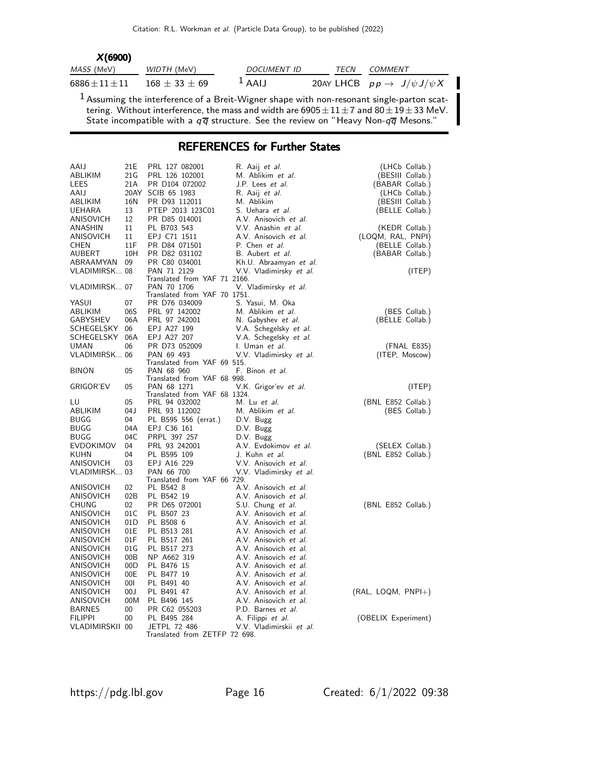### X(6900)

| MASS (MeV) | WIDTH (MeV) | DOCUMENT ID | TECN | COMMENT |
|---|---|---|---|---|
| $6886 \pm 11 \pm 11$ | $168 \pm 33 \pm 69$ | [1] AAIJ | 20AY LHCB | $pp \to J/\psi J/\psi X$ |

[1] Assuming the interference of a Breit-Wigner shape with non-resonant single-parton scattering. Without interference, the mass and width are $6905 \pm 11 \pm 7$ and $80 \pm 19 \pm 33$ MeV. State incompatible with a $q\overline{q}$ structure. See the review on "Heavy Non-$q\overline{q}$ Mesons."

## REFERENCES for Further States

| | | | | |
|---|---|---|---|---|
| AAIJ | 21E | PRL 127 082001 | R. Aaij *et al.* | (LHCb Collab.) |
| ABLIKIM | 21G | PRL 126 102001 | M. Ablikim *et al.* | (BESIII Collab.) |
| LEES | 21A | PR D104 072002 | J.P. Lees *et al.* | (BABAR Collab.) |
| AAIJ | 20AY | SCIB 65 1983 | R. Aaij *et al.* | (LHCb Collab.) |
| ABLIKIM | 16N | PR D93 112011 | M. Ablikim | (BESIII Collab.) |
| UEHARA | 13 | PTEP 2013 123C01 | S. Uehara *et al.* | (BELLE Collab.) |
| ANISOVICH | 12 | PR D85 014001 | A.V. Anisovich *et al.* | |
| ANASHIN | 11 | PL B703 543 | V.V. Anashin *et al.* | (KEDR Collab.) |
| ANISOVICH | 11 | EPJ C71 1511 | A.V. Anisovich *et al.* | (LOQM, RAL, PNPI) |
| CHEN | 11F | PR D84 071501 | P. Chen *et al.* | (BELLE Collab.) |
| AUBERT | 10H | PR D82 031102 | B. Aubert *et al.* | (BABAR Collab.) |
| ABRAAMYAN | 09 | PR C80 034001 | Kh.U. Abraamyan *et al.* | |
| VLADIMIRSK... | 08 | PAN 71 2129 | V.V. Vladimirsky *et al.* | (ITEP) |
| | | Translated from YAF 71 2166. | | |
| VLADIMIRSK... | 07 | PAN 70 1706 | V. Vladimirsky *et al.* | |
| | | Translated from YAF 70 1751. | | |
| YASUI | 07 | PR D76 034009 | S. Yasui, M. Oka | |
| ABLIKIM | 06S | PRL 97 142002 | M. Ablikim *et al.* | (BES Collab.) |
| GABYSHEV | 06A | PRL 97 242001 | N. Gabyshev *et al.* | (BELLE Collab.) |
| SCHEGELSKY | 06 | EPJ A27 199 | V.A. Schegelsky *et al.* | |
| SCHEGELSKY | 06A | EPJ A27 207 | V.A. Schegelsky *et al.* | |
| UMAN | 06 | PR D73 052009 | I. Uman *et al.* | (FNAL E835) |
| VLADIMIRSK... | 06 | PAN 69 493 | V.V. Vladimirsky *et al.* | (ITEP, Moscow) |
| | | Translated from YAF 69 515. | | |
| BINON | 05 | PAN 68 960 | F. Binon *et al.* | |
| | | Translated from YAF 68 998. | | |
| GRIGOR'EV | 05 | PAN 68 1271 | V.K. Grigor'ev *et al.* | (ITEP) |
| | | Translated from YAF 68 1324. | | |
| LU | 05 | PRL 94 032002 | M. Lu *et al.* | (BNL E852 Collab.) |
| ABLIKIM | 04J | PRL 93 112002 | M. Ablikim *et al.* | (BES Collab.) |
| BUGG | 04 | PL B595 556 (errat.) | D.V. Bugg | |
| BUGG | 04A | EPJ C36 161 | D.V. Bugg | |
| BUGG | 04C | PRPL 397 257 | D.V. Bugg | |
| EVDOKIMOV | 04 | PRL 93 242001 | A.V. Evdokimov *et al.* | (SELEX Collab.) |
| KUHN | 04 | PL B595 109 | J. Kuhn *et al.* | (BNL E852 Collab.) |
| ANISOVICH | 03 | EPJ A16 229 | V.V. Anisovich *et al.* | |
| VLADIMIRSK... | 03 | PAN 66 700 | V.V. Vladimirsky *et al.* | |
| | | Translated from YAF 66 729. | | |
| ANISOVICH | 02 | PL B542 8 | A.V. Anisovich *et al.* | |
| ANISOVICH | 02B | PL B542 19 | A.V. Anisovich *et al.* | |
| CHUNG | 02 | PR D65 072001 | S.U. Chung *et al.* | (BNL E852 Collab.) |
| ANISOVICH | 01C | PL B507 23 | A.V. Anisovich *et al.* | |
| ANISOVICH | 01D | PL B508 6 | A.V. Anisovich *et al.* | |
| ANISOVICH | 01E | PL B513 281 | A.V. Anisovich *et al.* | |
| ANISOVICH | 01F | PL B517 261 | A.V. Anisovich *et al.* | |
| ANISOVICH | 01G | PL B517 273 | A.V. Anisovich *et al.* | |
| ANISOVICH | 00B | NP A662 319 | A.V. Anisovich *et al.* | |
| ANISOVICH | 00D | PL B476 15 | A.V. Anisovich *et al.* | |
| ANISOVICH | 00E | PL B477 19 | A.V. Anisovich *et al.* | |
| ANISOVICH | 00I | PL B491 40 | A.V. Anisovich *et al.* | |
| ANISOVICH | 00J | PL B491 47 | A.V. Anisovich *et al.* | (RAL, LOQM, PNPI+) |
| ANISOVICH | 00M | PL B496 145 | A.V. Anisovich *et al.* | |
| BARNES | 00 | PR C62 055203 | P.D. Barnes *et al.* | |
| FILIPPI | 00 | PL B495 284 | A. Filippi *et al.* | (OBELIX Experiment) |
| VLADIMIRSKII | 00 | JETPL 72 486 | V.V. Vladimirskii *et al.* | |
| | | Translated from ZETFP 72 698. | | |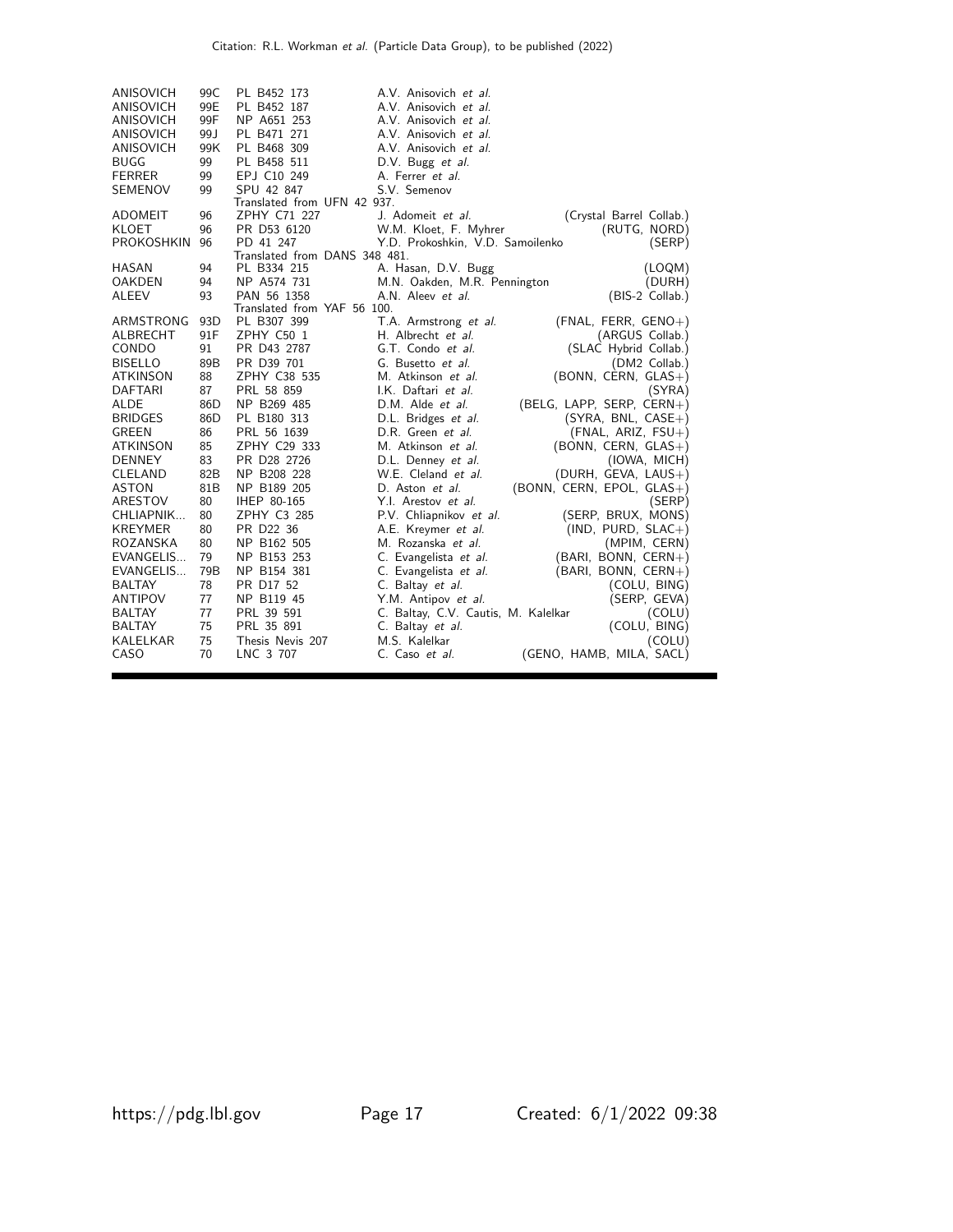| | | | | |
|---|---|---|---|---|
| ANISOVICH | 99C | PL B452 173 | A.V. Anisovich *et al.* | |
| ANISOVICH | 99E | PL B452 187 | A.V. Anisovich *et al.* | |
| ANISOVICH | 99F | NP A651 253 | A.V. Anisovich *et al.* | |
| ANISOVICH | 99J | PL B471 271 | A.V. Anisovich *et al.* | |
| ANISOVICH | 99K | PL B468 309 | A.V. Anisovich *et al.* | |
| BUGG | 99 | PL B458 511 | D.V. Bugg *et al.* | |
| FERRER | 99 | EPJ C10 249 | A. Ferrer *et al.* | |
| SEMENOV | 99 | SPU 42 847 | S.V. Semenov | |
| | | Translated from UFN 42 937. | | |
| ADOMEIT | 96 | ZPHY C71 227 | J. Adomeit *et al.* | (Crystal Barrel Collab.) |
| KLOET | 96 | PR D53 6120 | W.M. Kloet, F. Myhrer | (RUTG, NORD) |
| PROKOSHKIN | 96 | PD 41 247 | Y.D. Prokoshkin, V.D. Samoilenko | (SERP) |
| | | Translated from DANS 348 481. | | |
| HASAN | 94 | PL B334 215 | A. Hasan, D.V. Bugg | (LOQM) |
| OAKDEN | 94 | NP A574 731 | M.N. Oakden, M.R. Pennington | (DURH) |
| ALEEV | 93 | PAN 56 1358 | A.N. Aleev *et al.* | (BIS-2 Collab.) |
| | | Translated from YAF 56 100. | | |
| ARMSTRONG | 93D | PL B307 399 | T.A. Armstrong *et al.* | (FNAL, FERR, GENO+) |
| ALBRECHT | 91F | ZPHY C50 1 | H. Albrecht *et al.* | (ARGUS Collab.) |
| CONDO | 91 | PR D43 2787 | G.T. Condo *et al.* | (SLAC Hybrid Collab.) |
| BISELLO | 89B | PR D39 701 | G. Busetto *et al.* | (DM2 Collab.) |
| ATKINSON | 88 | ZPHY C38 535 | M. Atkinson *et al.* | (BONN, CERN, GLAS+) |
| DAFTARI | 87 | PRL 58 859 | I.K. Daftari *et al.* | (SYRA) |
| ALDE | 86D | NP B269 485 | D.M. Alde *et al.* | (BELG, LAPP, SERP, CERN+) |
| BRIDGES | 86D | PL B180 313 | D.L. Bridges *et al.* | (SYRA, BNL, CASE+) |
| GREEN | 86 | PRL 56 1639 | D.R. Green *et al.* | (FNAL, ARIZ, FSU+) |
| ATKINSON | 85 | ZPHY C29 333 | M. Atkinson *et al.* | (BONN, CERN, GLAS+) |
| DENNEY | 83 | PR D28 2726 | D.L. Denney *et al.* | (IOWA, MICH) |
| CLELAND | 82B | NP B208 228 | W.E. Cleland *et al.* | (DURH, GEVA, LAUS+) |
| ASTON | 81B | NP B189 205 | D. Aston *et al.* | (BONN, CERN, EPOL, GLAS+) |
| ARESTOV | 80 | IHEP 80-165 | Y.I. Arestov *et al.* | (SERP) |
| CHLIAPNIK... | 80 | ZPHY C3 285 | P.V. Chliapnikov *et al.* | (SERP, BRUX, MONS) |
| KREYMER | 80 | PR D22 36 | A.E. Kreymer *et al.* | (IND, PURD, SLAC+) |
| ROZANSKA | 80 | NP B162 505 | M. Rozanska *et al.* | (MPIM, CERN) |
| EVANGELIS... | 79 | NP B153 253 | C. Evangelista *et al.* | (BARI, BONN, CERN+) |
| EVANGELIS... | 79B | NP B154 381 | C. Evangelista *et al.* | (BARI, BONN, CERN+) |
| BALTAY | 78 | PR D17 52 | C. Baltay *et al.* | (COLU, BING) |
| ANTIPOV | 77 | NP B119 45 | Y.M. Antipov *et al.* | (SERP, GEVA) |
| BALTAY | 77 | PRL 39 591 | C. Baltay, C.V. Cautis, M. Kalelkar | (COLU) |
| BALTAY | 75 | PRL 35 891 | C. Baltay *et al.* | (COLU, BING) |
| KALELKAR | 75 | Thesis Nevis 207 | M.S. Kalelkar | (COLU) |
| CASO | 70 | LNC 3 707 | C. Caso *et al.* | (GENO, HAMB, MILA, SACL) |